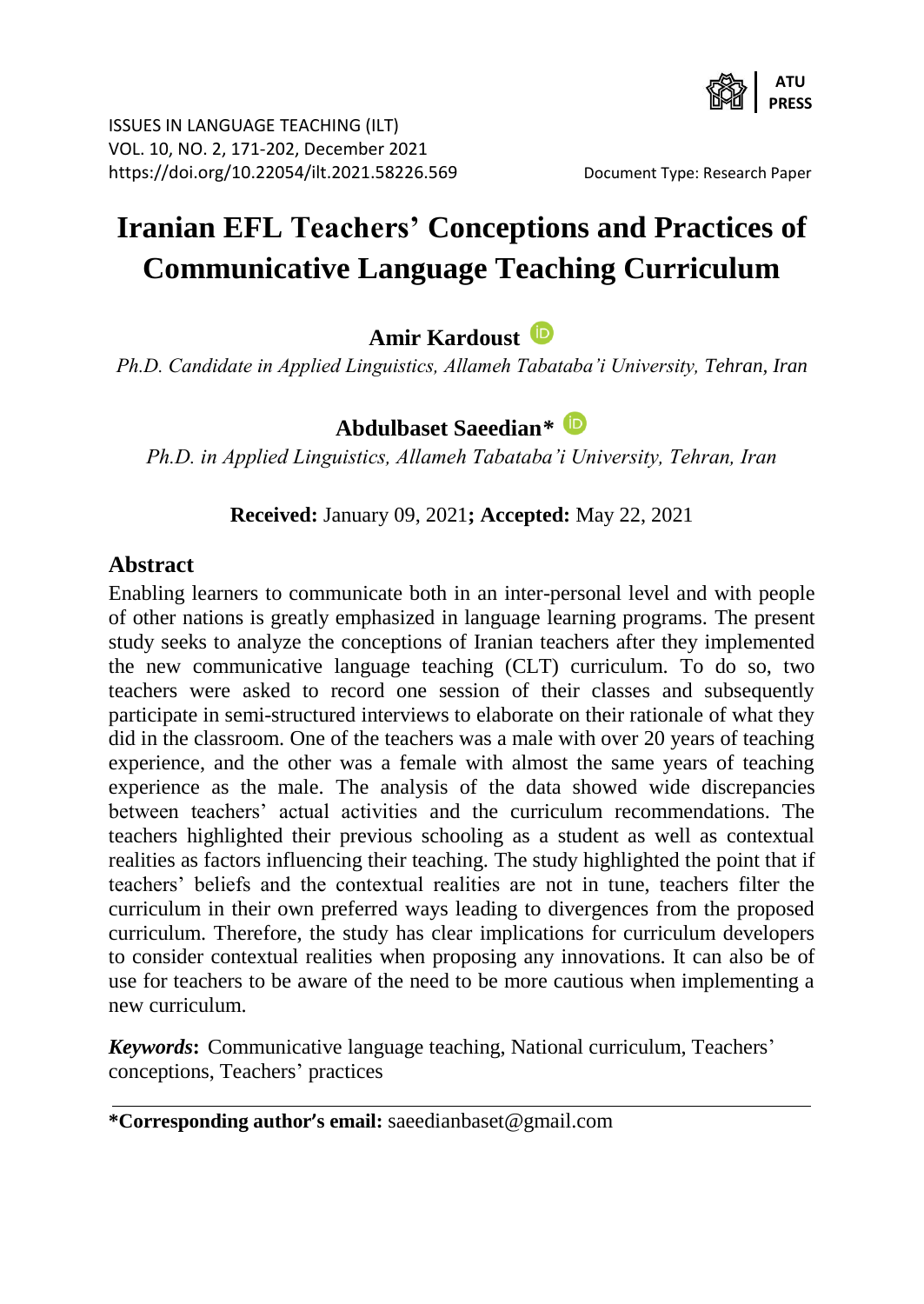# Iranian EFL Teachers' Conceptions and Practices of Communicative Language Teaching Curriculum

**Amir Kardoust**

*Ph.D. Candidate in Applied Linguistics, Allameh Tabataba'i University, Tehran, Iran*

**Abdulbaset Saeedian***

*Ph.D. in Applied Linguistics, Allameh Tabataba'i University, Tehran, Iran*

**Received:** January 09, 2021**; Accepted:** May 22, 2021

## Abstract

Enabling learners to communicate both in an inter-personal level and with people of other nations is greatly emphasized in language learning programs. The present study seeks to analyze the conceptions of Iranian teachers after they implemented the new communicative language teaching (CLT) curriculum. To do so, two teachers were asked to record one session of their classes and subsequently participate in semi-structured interviews to elaborate on their rationale of what they did in the classroom. One of the teachers was a male with over 20 years of teaching experience, and the other was a female with almost the same years of teaching experience as the male. The analysis of the data showed wide discrepancies between teachers' actual activities and the curriculum recommendations. The teachers highlighted their previous schooling as a student as well as contextual realities as factors influencing their teaching. The study highlighted the point that if teachers' beliefs and the contextual realities are not in tune, teachers filter the curriculum in their own preferred ways leading to divergences from the proposed curriculum. Therefore, the study has clear implications for curriculum developers to consider contextual realities when proposing any innovations. It can also be of use for teachers to be aware of the need to be more cautious when implementing a new curriculum.

***Keywords*:** Communicative language teaching, National curriculum, Teachers' conceptions, Teachers' practices

**\*Corresponding author's email:** saeedianbaset@gmail.com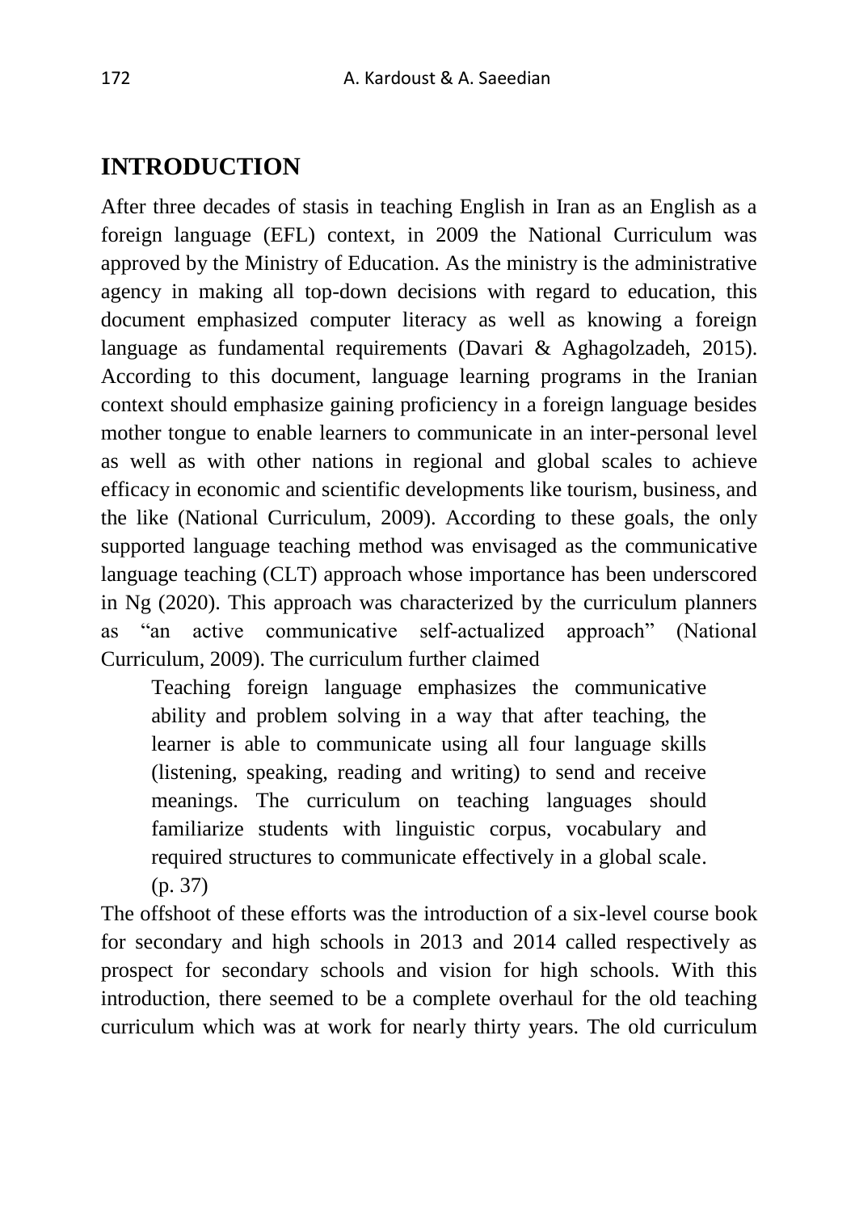## INTRODUCTION

After three decades of stasis in teaching English in Iran as an English as a foreign language (EFL) context, in 2009 the National Curriculum was approved by the Ministry of Education. As the ministry is the administrative agency in making all top-down decisions with regard to education, this document emphasized computer literacy as well as knowing a foreign language as fundamental requirements (Davari & Aghagolzadeh, 2015). According to this document, language learning programs in the Iranian context should emphasize gaining proficiency in a foreign language besides mother tongue to enable learners to communicate in an inter-personal level as well as with other nations in regional and global scales to achieve efficacy in economic and scientific developments like tourism, business, and the like (National Curriculum, 2009). According to these goals, the only supported language teaching method was envisaged as the communicative language teaching (CLT) approach whose importance has been underscored in Ng (2020). This approach was characterized by the curriculum planners as "an active communicative self-actualized approach" (National Curriculum, 2009). The curriculum further claimed

> Teaching foreign language emphasizes the communicative ability and problem solving in a way that after teaching, the learner is able to communicate using all four language skills (listening, speaking, reading and writing) to send and receive meanings. The curriculum on teaching languages should familiarize students with linguistic corpus, vocabulary and required structures to communicate effectively in a global scale. (p. 37)

The offshoot of these efforts was the introduction of a six-level course book for secondary and high schools in 2013 and 2014 called respectively as prospect for secondary schools and vision for high schools. With this introduction, there seemed to be a complete overhaul for the old teaching curriculum which was at work for nearly thirty years. The old curriculum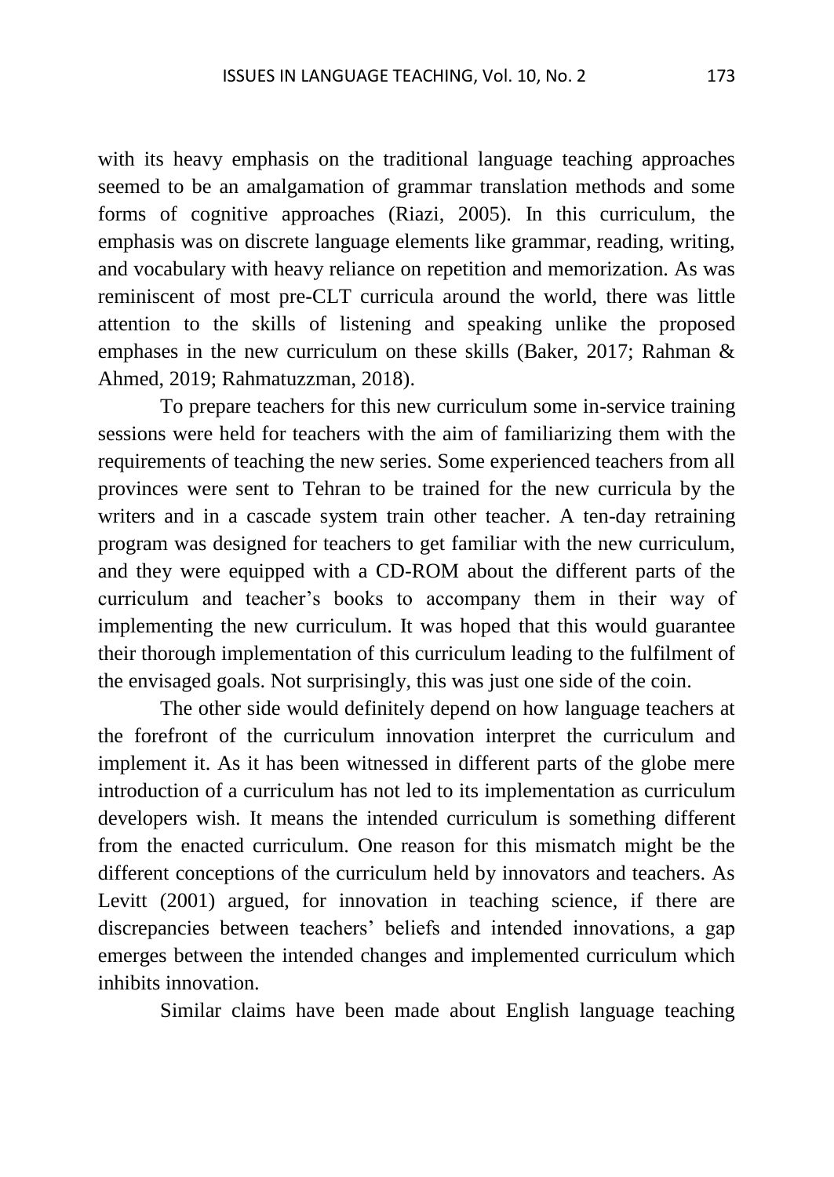with its heavy emphasis on the traditional language teaching approaches seemed to be an amalgamation of grammar translation methods and some forms of cognitive approaches (Riazi, 2005). In this curriculum, the emphasis was on discrete language elements like grammar, reading, writing, and vocabulary with heavy reliance on repetition and memorization. As was reminiscent of most pre-CLT curricula around the world, there was little attention to the skills of listening and speaking unlike the proposed emphases in the new curriculum on these skills (Baker, 2017; Rahman & Ahmed, 2019; Rahmatuzzman, 2018).

To prepare teachers for this new curriculum some in-service training sessions were held for teachers with the aim of familiarizing them with the requirements of teaching the new series. Some experienced teachers from all provinces were sent to Tehran to be trained for the new curricula by the writers and in a cascade system train other teacher. A ten-day retraining program was designed for teachers to get familiar with the new curriculum, and they were equipped with a CD-ROM about the different parts of the curriculum and teacher's books to accompany them in their way of implementing the new curriculum. It was hoped that this would guarantee their thorough implementation of this curriculum leading to the fulfilment of the envisaged goals. Not surprisingly, this was just one side of the coin.

The other side would definitely depend on how language teachers at the forefront of the curriculum innovation interpret the curriculum and implement it. As it has been witnessed in different parts of the globe mere introduction of a curriculum has not led to its implementation as curriculum developers wish. It means the intended curriculum is something different from the enacted curriculum. One reason for this mismatch might be the different conceptions of the curriculum held by innovators and teachers. As Levitt (2001) argued, for innovation in teaching science, if there are discrepancies between teachers' beliefs and intended innovations, a gap emerges between the intended changes and implemented curriculum which inhibits innovation.

Similar claims have been made about English language teaching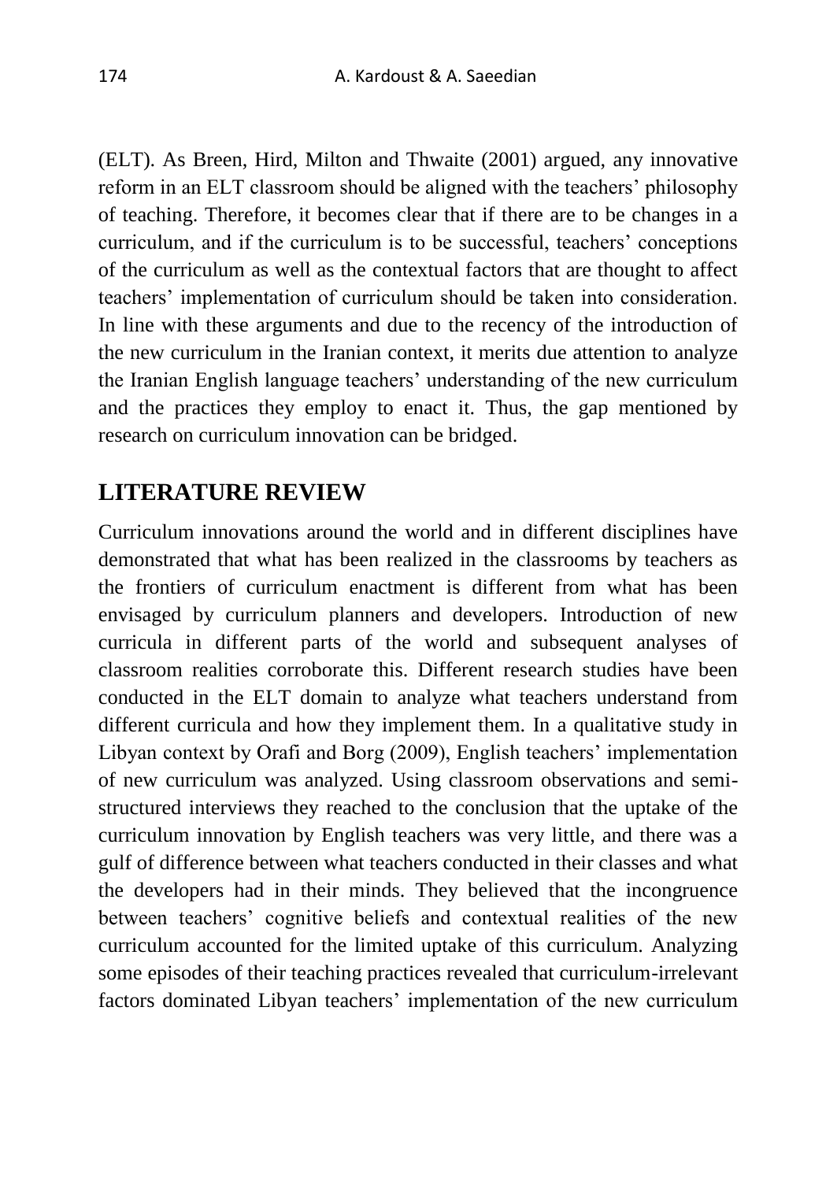(ELT). As Breen, Hird, Milton and Thwaite (2001) argued, any innovative reform in an ELT classroom should be aligned with the teachers' philosophy of teaching. Therefore, it becomes clear that if there are to be changes in a curriculum, and if the curriculum is to be successful, teachers' conceptions of the curriculum as well as the contextual factors that are thought to affect teachers' implementation of curriculum should be taken into consideration. In line with these arguments and due to the recency of the introduction of the new curriculum in the Iranian context, it merits due attention to analyze the Iranian English language teachers' understanding of the new curriculum and the practices they employ to enact it. Thus, the gap mentioned by research on curriculum innovation can be bridged.

## LITERATURE REVIEW

Curriculum innovations around the world and in different disciplines have demonstrated that what has been realized in the classrooms by teachers as the frontiers of curriculum enactment is different from what has been envisaged by curriculum planners and developers. Introduction of new curricula in different parts of the world and subsequent analyses of classroom realities corroborate this. Different research studies have been conducted in the ELT domain to analyze what teachers understand from different curricula and how they implement them. In a qualitative study in Libyan context by Orafi and Borg (2009), English teachers' implementation of new curriculum was analyzed. Using classroom observations and semi-structured interviews they reached to the conclusion that the uptake of the curriculum innovation by English teachers was very little, and there was a gulf of difference between what teachers conducted in their classes and what the developers had in their minds. They believed that the incongruence between teachers' cognitive beliefs and contextual realities of the new curriculum accounted for the limited uptake of this curriculum. Analyzing some episodes of their teaching practices revealed that curriculum-irrelevant factors dominated Libyan teachers' implementation of the new curriculum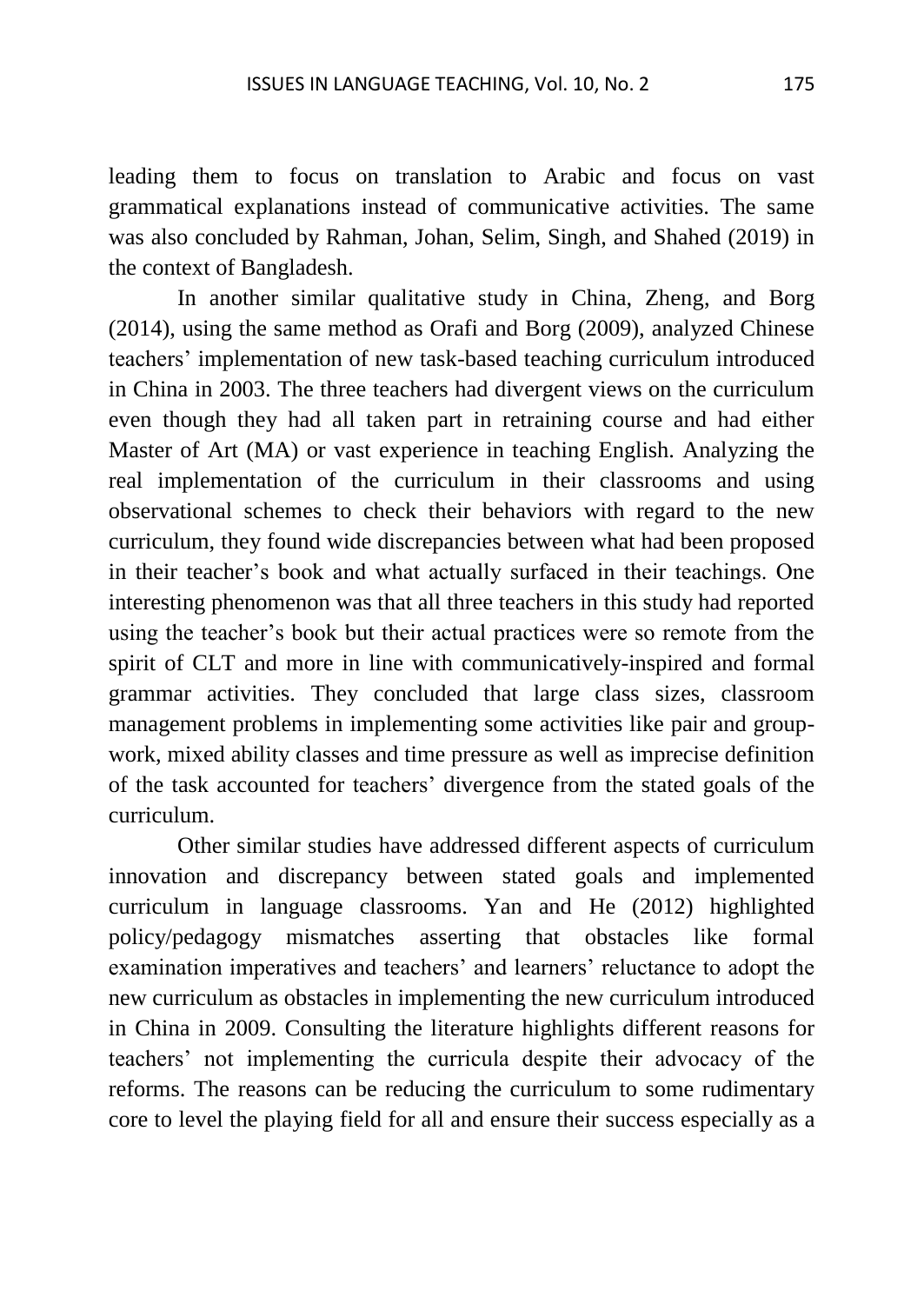leading them to focus on translation to Arabic and focus on vast grammatical explanations instead of communicative activities. The same was also concluded by Rahman, Johan, Selim, Singh, and Shahed (2019) in the context of Bangladesh.

In another similar qualitative study in China, Zheng, and Borg (2014), using the same method as Orafi and Borg (2009), analyzed Chinese teachers' implementation of new task-based teaching curriculum introduced in China in 2003. The three teachers had divergent views on the curriculum even though they had all taken part in retraining course and had either Master of Art (MA) or vast experience in teaching English. Analyzing the real implementation of the curriculum in their classrooms and using observational schemes to check their behaviors with regard to the new curriculum, they found wide discrepancies between what had been proposed in their teacher's book and what actually surfaced in their teachings. One interesting phenomenon was that all three teachers in this study had reported using the teacher's book but their actual practices were so remote from the spirit of CLT and more in line with communicatively-inspired and formal grammar activities. They concluded that large class sizes, classroom management problems in implementing some activities like pair and group-work, mixed ability classes and time pressure as well as imprecise definition of the task accounted for teachers' divergence from the stated goals of the curriculum.

Other similar studies have addressed different aspects of curriculum innovation and discrepancy between stated goals and implemented curriculum in language classrooms. Yan and He (2012) highlighted policy/pedagogy mismatches asserting that obstacles like formal examination imperatives and teachers' and learners' reluctance to adopt the new curriculum as obstacles in implementing the new curriculum introduced in China in 2009. Consulting the literature highlights different reasons for teachers' not implementing the curricula despite their advocacy of the reforms. The reasons can be reducing the curriculum to some rudimentary core to level the playing field for all and ensure their success especially as a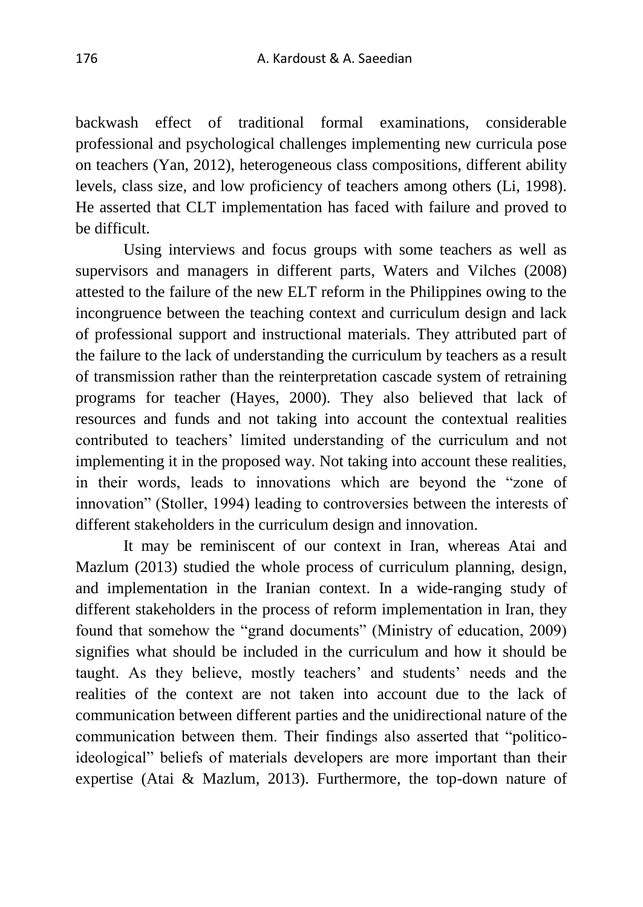backwash effect of traditional formal examinations, considerable professional and psychological challenges implementing new curricula pose on teachers (Yan, 2012), heterogeneous class compositions, different ability levels, class size, and low proficiency of teachers among others (Li, 1998). He asserted that CLT implementation has faced with failure and proved to be difficult.

Using interviews and focus groups with some teachers as well as supervisors and managers in different parts, Waters and Vilches (2008) attested to the failure of the new ELT reform in the Philippines owing to the incongruence between the teaching context and curriculum design and lack of professional support and instructional materials. They attributed part of the failure to the lack of understanding the curriculum by teachers as a result of transmission rather than the reinterpretation cascade system of retraining programs for teacher (Hayes, 2000). They also believed that lack of resources and funds and not taking into account the contextual realities contributed to teachers' limited understanding of the curriculum and not implementing it in the proposed way. Not taking into account these realities, in their words, leads to innovations which are beyond the "zone of innovation" (Stoller, 1994) leading to controversies between the interests of different stakeholders in the curriculum design and innovation.

It may be reminiscent of our context in Iran, whereas Atai and Mazlum (2013) studied the whole process of curriculum planning, design, and implementation in the Iranian context. In a wide-ranging study of different stakeholders in the process of reform implementation in Iran, they found that somehow the "grand documents" (Ministry of education, 2009) signifies what should be included in the curriculum and how it should be taught. As they believe, mostly teachers' and students' needs and the realities of the context are not taken into account due to the lack of communication between different parties and the unidirectional nature of the communication between them. Their findings also asserted that "politico-ideological" beliefs of materials developers are more important than their expertise (Atai & Mazlum, 2013). Furthermore, the top-down nature of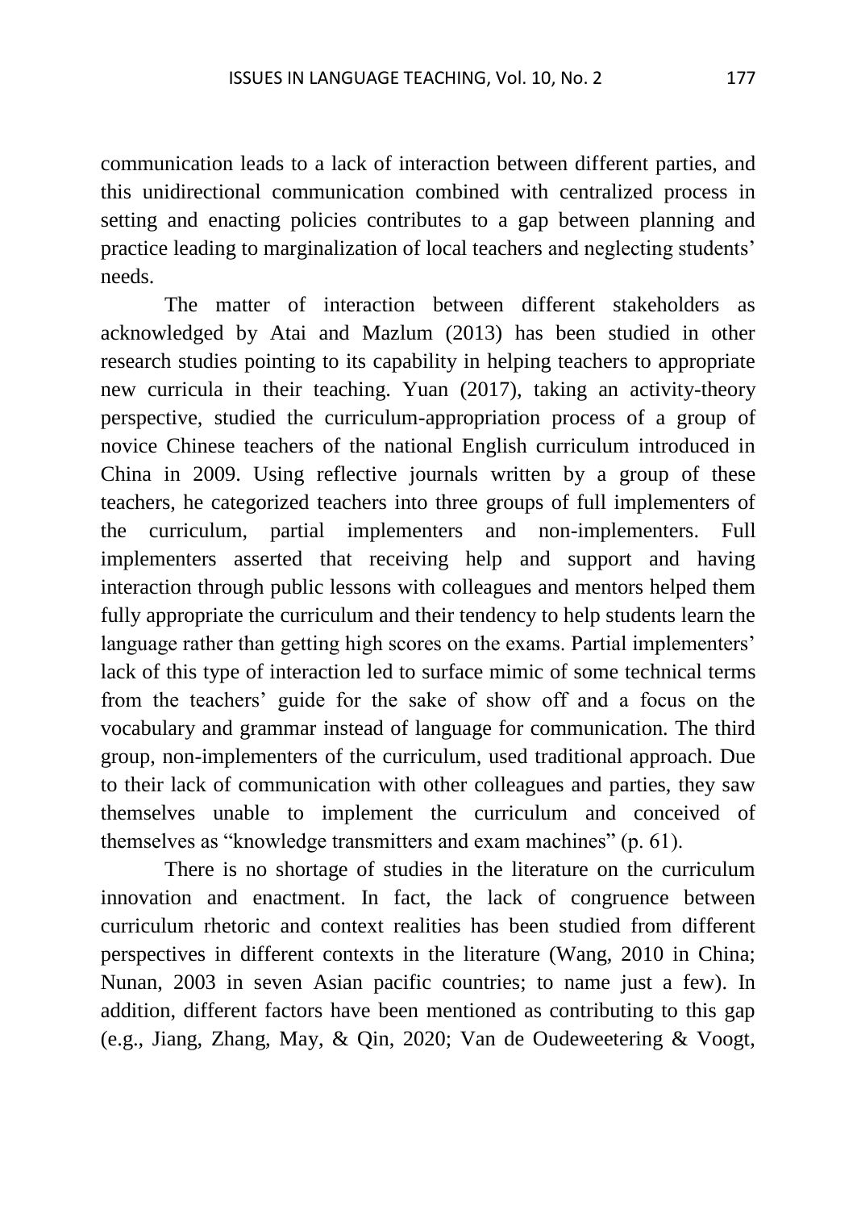communication leads to a lack of interaction between different parties, and this unidirectional communication combined with centralized process in setting and enacting policies contributes to a gap between planning and practice leading to marginalization of local teachers and neglecting students' needs.

The matter of interaction between different stakeholders as acknowledged by Atai and Mazlum (2013) has been studied in other research studies pointing to its capability in helping teachers to appropriate new curricula in their teaching. Yuan (2017), taking an activity-theory perspective, studied the curriculum-appropriation process of a group of novice Chinese teachers of the national English curriculum introduced in China in 2009. Using reflective journals written by a group of these teachers, he categorized teachers into three groups of full implementers of the curriculum, partial implementers and non-implementers. Full implementers asserted that receiving help and support and having interaction through public lessons with colleagues and mentors helped them fully appropriate the curriculum and their tendency to help students learn the language rather than getting high scores on the exams. Partial implementers' lack of this type of interaction led to surface mimic of some technical terms from the teachers' guide for the sake of show off and a focus on the vocabulary and grammar instead of language for communication. The third group, non-implementers of the curriculum, used traditional approach. Due to their lack of communication with other colleagues and parties, they saw themselves unable to implement the curriculum and conceived of themselves as "knowledge transmitters and exam machines" (p. 61).

There is no shortage of studies in the literature on the curriculum innovation and enactment. In fact, the lack of congruence between curriculum rhetoric and context realities has been studied from different perspectives in different contexts in the literature (Wang, 2010 in China; Nunan, 2003 in seven Asian pacific countries; to name just a few). In addition, different factors have been mentioned as contributing to this gap (e.g., Jiang, Zhang, May, & Qin, 2020; Van de Oudeweetering & Voogt,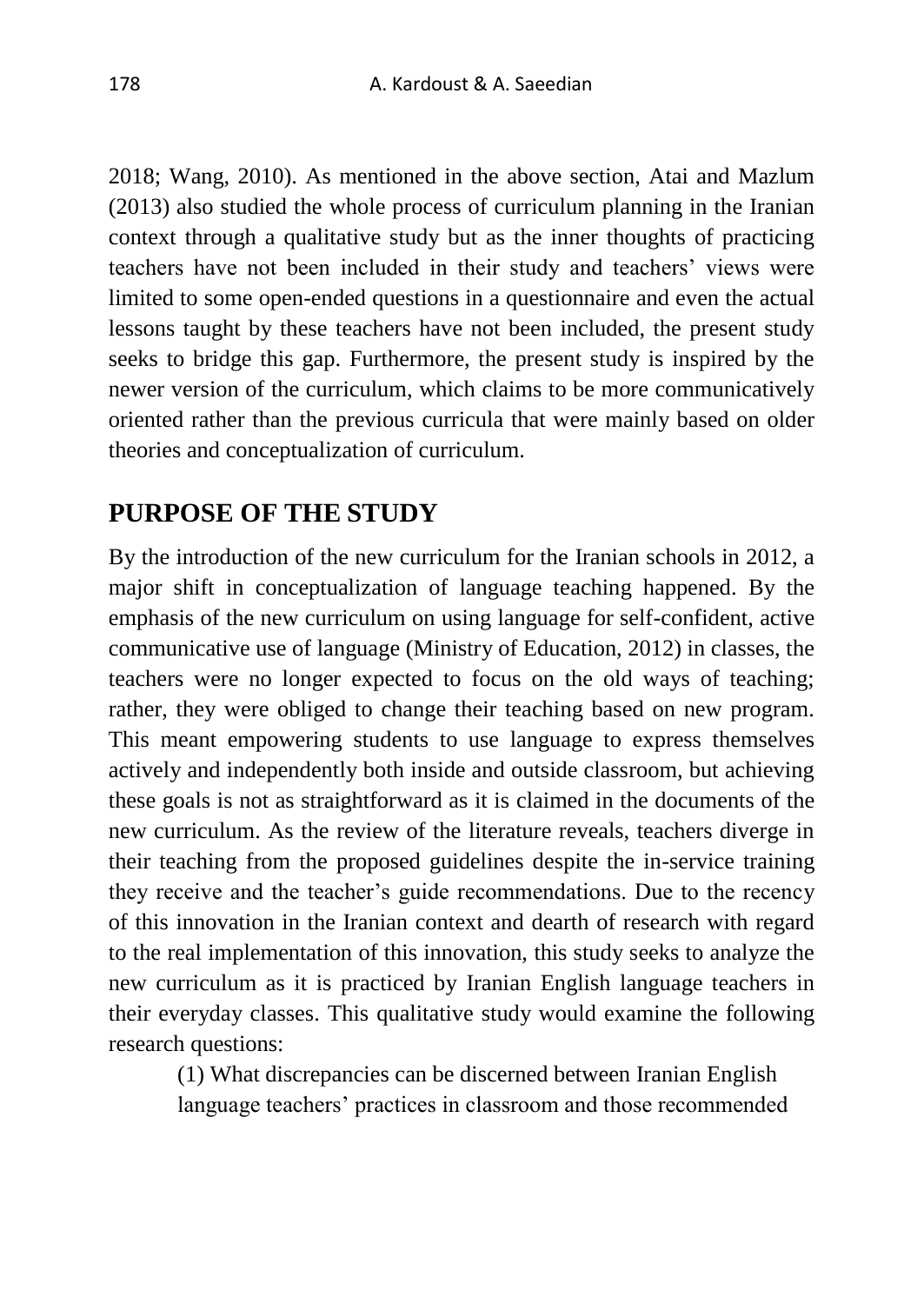2018; Wang, 2010). As mentioned in the above section, Atai and Mazlum (2013) also studied the whole process of curriculum planning in the Iranian context through a qualitative study but as the inner thoughts of practicing teachers have not been included in their study and teachers' views were limited to some open-ended questions in a questionnaire and even the actual lessons taught by these teachers have not been included, the present study seeks to bridge this gap. Furthermore, the present study is inspired by the newer version of the curriculum, which claims to be more communicatively oriented rather than the previous curricula that were mainly based on older theories and conceptualization of curriculum.

## PURPOSE OF THE STUDY

By the introduction of the new curriculum for the Iranian schools in 2012, a major shift in conceptualization of language teaching happened. By the emphasis of the new curriculum on using language for self-confident, active communicative use of language (Ministry of Education, 2012) in classes, the teachers were no longer expected to focus on the old ways of teaching; rather, they were obliged to change their teaching based on new program. This meant empowering students to use language to express themselves actively and independently both inside and outside classroom, but achieving these goals is not as straightforward as it is claimed in the documents of the new curriculum. As the review of the literature reveals, teachers diverge in their teaching from the proposed guidelines despite the in-service training they receive and the teacher's guide recommendations. Due to the recency of this innovation in the Iranian context and dearth of research with regard to the real implementation of this innovation, this study seeks to analyze the new curriculum as it is practiced by Iranian English language teachers in their everyday classes. This qualitative study would examine the following research questions:

> (1) What discrepancies can be discerned between Iranian English language teachers' practices in classroom and those recommended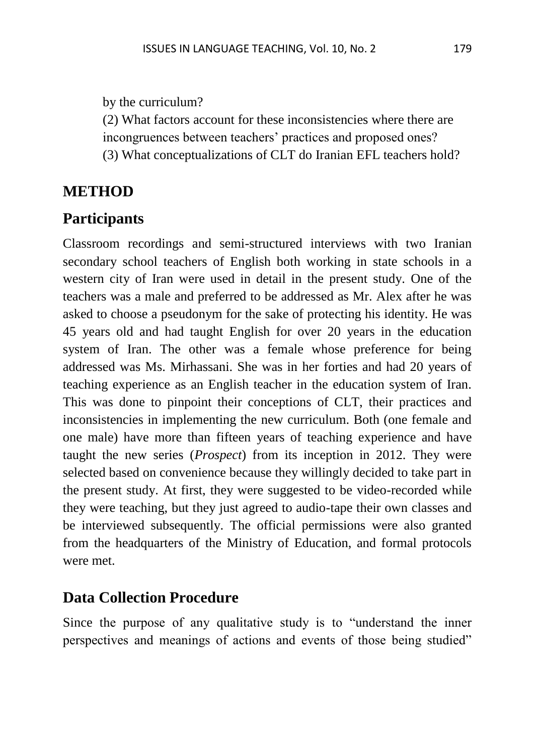by the curriculum?

(2) What factors account for these inconsistencies where there are incongruences between teachers' practices and proposed ones?

(3) What conceptualizations of CLT do Iranian EFL teachers hold?

## METHOD

### Participants

Classroom recordings and semi-structured interviews with two Iranian secondary school teachers of English both working in state schools in a western city of Iran were used in detail in the present study. One of the teachers was a male and preferred to be addressed as Mr. Alex after he was asked to choose a pseudonym for the sake of protecting his identity. He was 45 years old and had taught English for over 20 years in the education system of Iran. The other was a female whose preference for being addressed was Ms. Mirhassani. She was in her forties and had 20 years of teaching experience as an English teacher in the education system of Iran. This was done to pinpoint their conceptions of CLT, their practices and inconsistencies in implementing the new curriculum. Both (one female and one male) have more than fifteen years of teaching experience and have taught the new series (*Prospect*) from its inception in 2012. They were selected based on convenience because they willingly decided to take part in the present study. At first, they were suggested to be video-recorded while they were teaching, but they just agreed to audio-tape their own classes and be interviewed subsequently. The official permissions were also granted from the headquarters of the Ministry of Education, and formal protocols were met.

### Data Collection Procedure

Since the purpose of any qualitative study is to "understand the inner perspectives and meanings of actions and events of those being studied"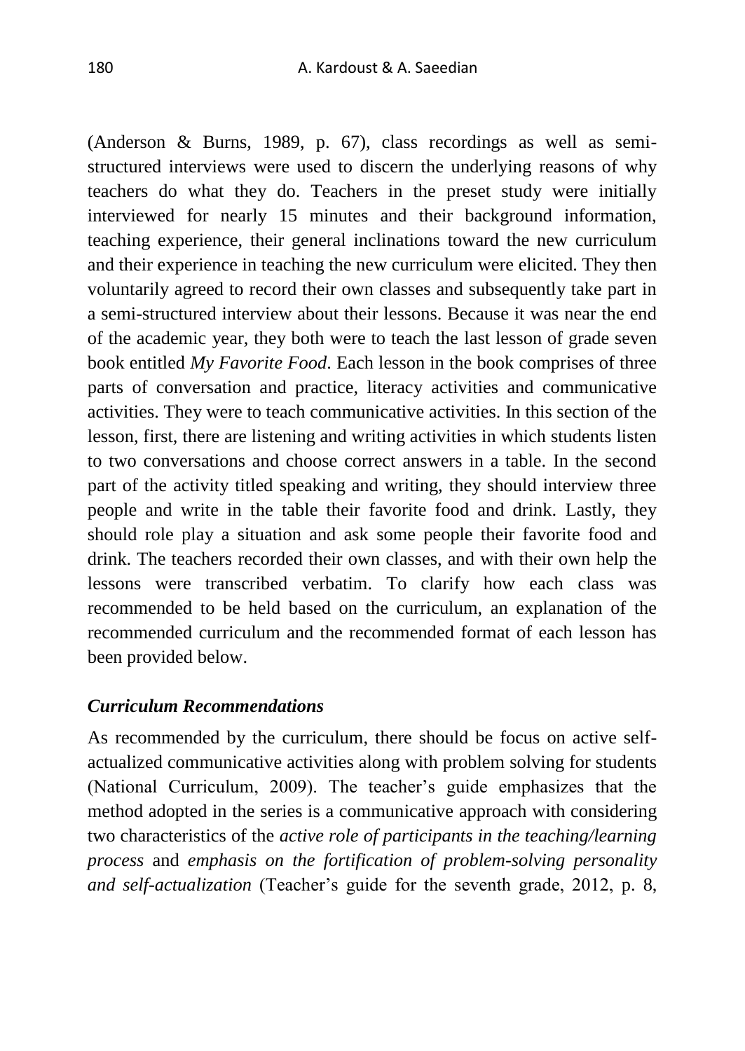(Anderson & Burns, 1989, p. 67), class recordings as well as semi-structured interviews were used to discern the underlying reasons of why teachers do what they do. Teachers in the preset study were initially interviewed for nearly 15 minutes and their background information, teaching experience, their general inclinations toward the new curriculum and their experience in teaching the new curriculum were elicited. They then voluntarily agreed to record their own classes and subsequently take part in a semi-structured interview about their lessons. Because it was near the end of the academic year, they both were to teach the last lesson of grade seven book entitled *My Favorite Food*. Each lesson in the book comprises of three parts of conversation and practice, literacy activities and communicative activities. They were to teach communicative activities. In this section of the lesson, first, there are listening and writing activities in which students listen to two conversations and choose correct answers in a table. In the second part of the activity titled speaking and writing, they should interview three people and write in the table their favorite food and drink. Lastly, they should role play a situation and ask some people their favorite food and drink. The teachers recorded their own classes, and with their own help the lessons were transcribed verbatim. To clarify how each class was recommended to be held based on the curriculum, an explanation of the recommended curriculum and the recommended format of each lesson has been provided below.

### *Curriculum Recommendations*

As recommended by the curriculum, there should be focus on active self-actualized communicative activities along with problem solving for students (National Curriculum, 2009). The teacher's guide emphasizes that the method adopted in the series is a communicative approach with considering two characteristics of the *active role of participants in the teaching/learning process* and *emphasis on the fortification of problem-solving personality and self-actualization* (Teacher's guide for the seventh grade, 2012, p. 8,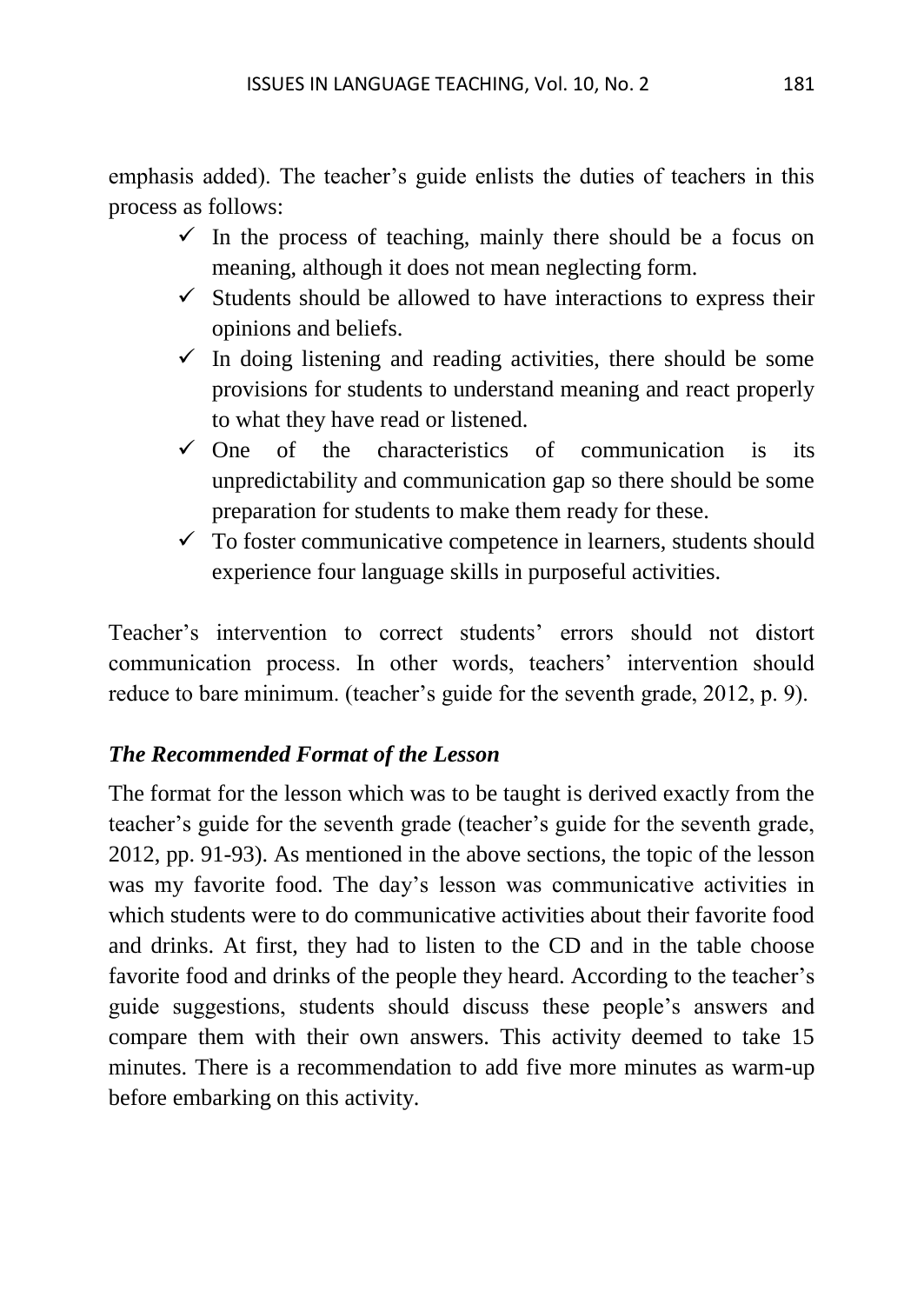emphasis added). The teacher's guide enlists the duties of teachers in this process as follows:

- ✓ In the process of teaching, mainly there should be a focus on meaning, although it does not mean neglecting form.
- ✓ Students should be allowed to have interactions to express their opinions and beliefs.
- ✓ In doing listening and reading activities, there should be some provisions for students to understand meaning and react properly to what they have read or listened.
- ✓ One of the characteristics of communication is its unpredictability and communication gap so there should be some preparation for students to make them ready for these.
- ✓ To foster communicative competence in learners, students should experience four language skills in purposeful activities.

Teacher's intervention to correct students' errors should not distort communication process. In other words, teachers' intervention should reduce to bare minimum. (teacher's guide for the seventh grade, 2012, p. 9).

### *The Recommended Format of the Lesson*

The format for the lesson which was to be taught is derived exactly from the teacher's guide for the seventh grade (teacher's guide for the seventh grade, 2012, pp. 91-93). As mentioned in the above sections, the topic of the lesson was my favorite food. The day's lesson was communicative activities in which students were to do communicative activities about their favorite food and drinks. At first, they had to listen to the CD and in the table choose favorite food and drinks of the people they heard. According to the teacher's guide suggestions, students should discuss these people's answers and compare them with their own answers. This activity deemed to take 15 minutes. There is a recommendation to add five more minutes as warm-up before embarking on this activity.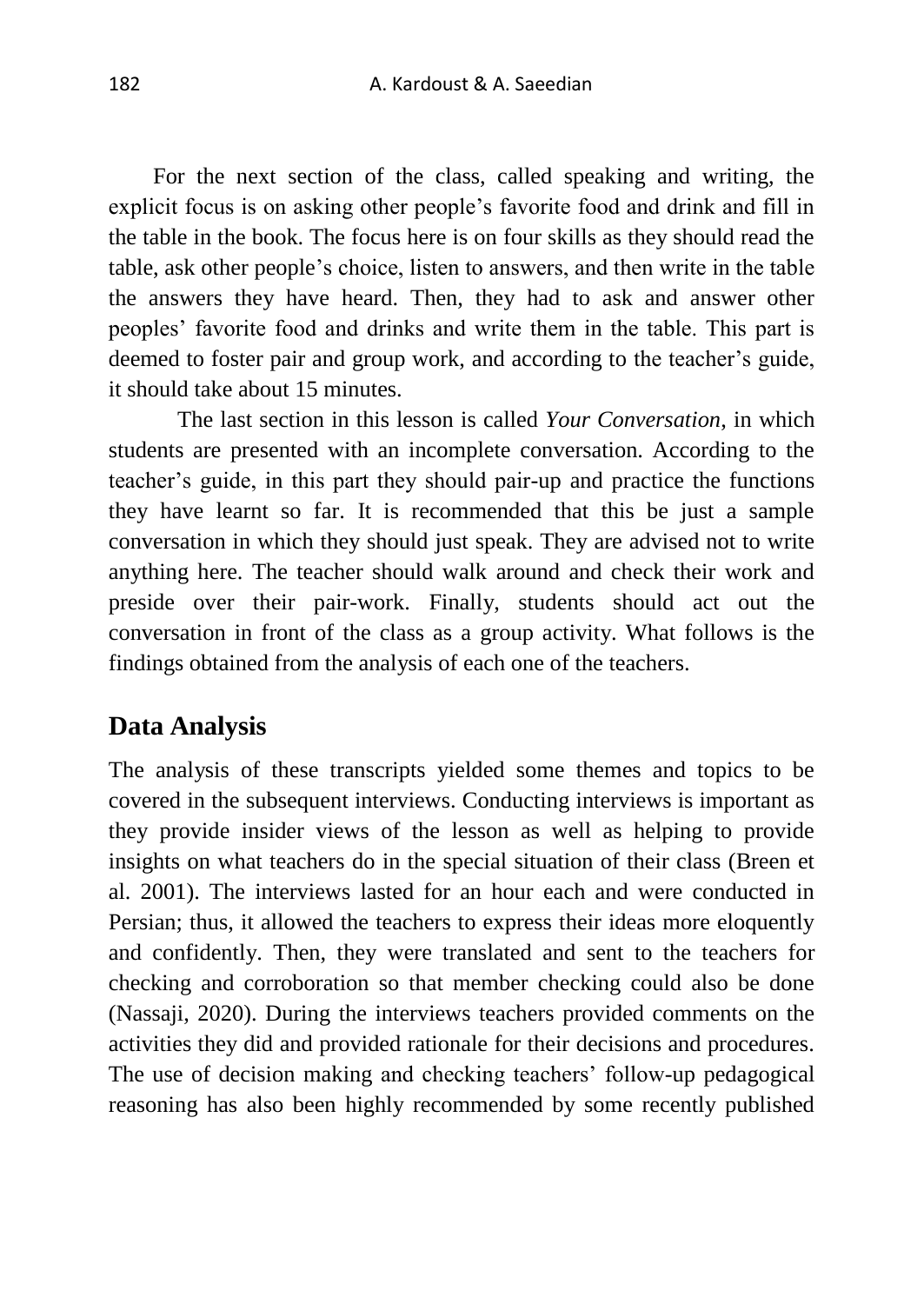For the next section of the class, called speaking and writing, the explicit focus is on asking other people's favorite food and drink and fill in the table in the book. The focus here is on four skills as they should read the table, ask other people's choice, listen to answers, and then write in the table the answers they have heard. Then, they had to ask and answer other peoples' favorite food and drinks and write them in the table. This part is deemed to foster pair and group work, and according to the teacher's guide, it should take about 15 minutes.

The last section in this lesson is called *Your Conversation*, in which students are presented with an incomplete conversation. According to the teacher's guide, in this part they should pair-up and practice the functions they have learnt so far. It is recommended that this be just a sample conversation in which they should just speak. They are advised not to write anything here. The teacher should walk around and check their work and preside over their pair-work. Finally, students should act out the conversation in front of the class as a group activity. What follows is the findings obtained from the analysis of each one of the teachers.

## Data Analysis

The analysis of these transcripts yielded some themes and topics to be covered in the subsequent interviews. Conducting interviews is important as they provide insider views of the lesson as well as helping to provide insights on what teachers do in the special situation of their class (Breen et al. 2001). The interviews lasted for an hour each and were conducted in Persian; thus, it allowed the teachers to express their ideas more eloquently and confidently. Then, they were translated and sent to the teachers for checking and corroboration so that member checking could also be done (Nassaji, 2020). During the interviews teachers provided comments on the activities they did and provided rationale for their decisions and procedures. The use of decision making and checking teachers' follow-up pedagogical reasoning has also been highly recommended by some recently published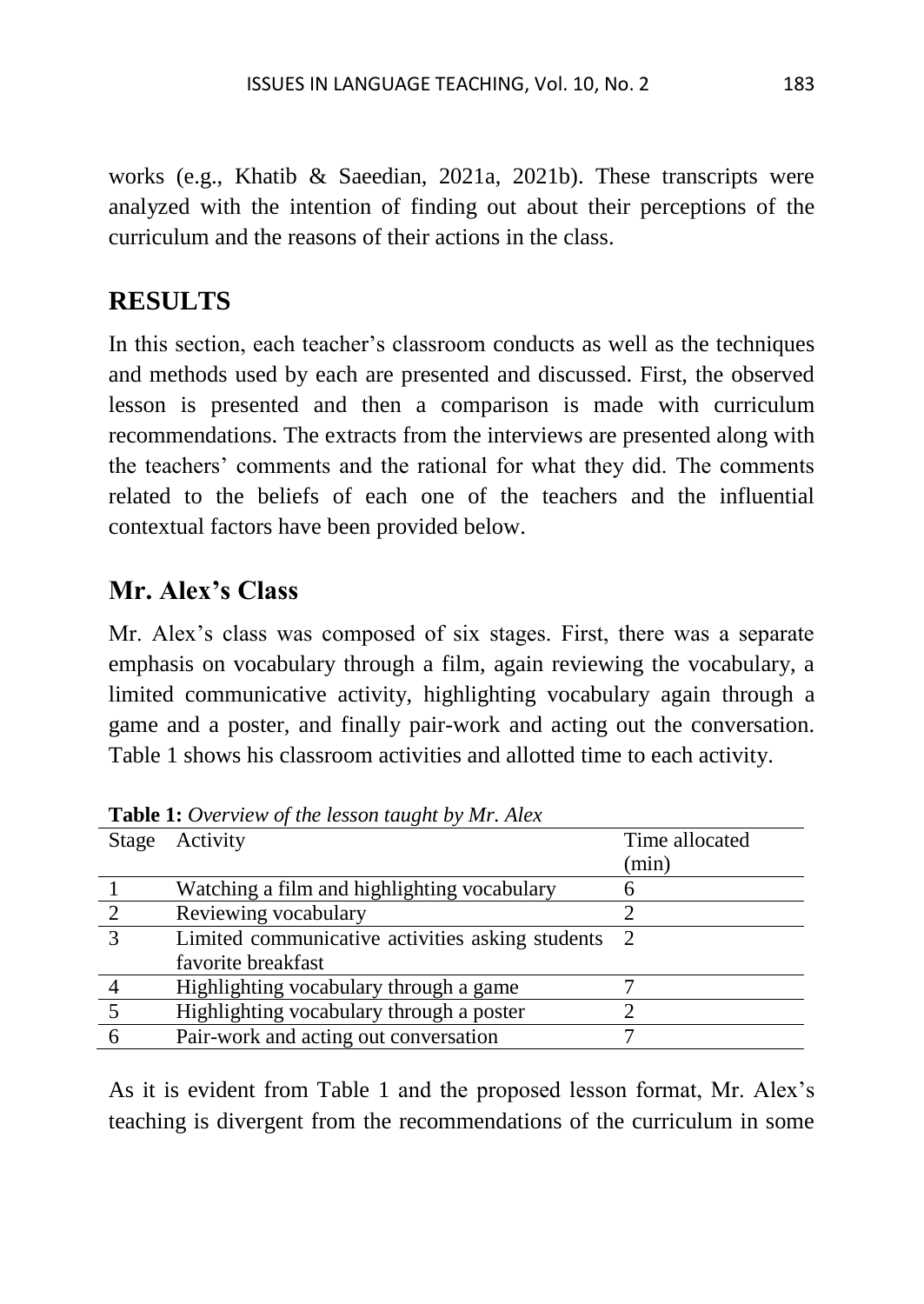works (e.g., Khatib & Saeedian, 2021a, 2021b). These transcripts were analyzed with the intention of finding out about their perceptions of the curriculum and the reasons of their actions in the class.

## RESULTS

In this section, each teacher's classroom conducts as well as the techniques and methods used by each are presented and discussed. First, the observed lesson is presented and then a comparison is made with curriculum recommendations. The extracts from the interviews are presented along with the teachers' comments and the rational for what they did. The comments related to the beliefs of each one of the teachers and the influential contextual factors have been provided below.

### Mr. Alex's Class

Mr. Alex's class was composed of six stages. First, there was a separate emphasis on vocabulary through a film, again reviewing the vocabulary, a limited communicative activity, highlighting vocabulary again through a game and a poster, and finally pair-work and acting out the conversation. Table 1 shows his classroom activities and allotted time to each activity.

**Table 1:** *Overview of the lesson taught by Mr. Alex*

| Stage | Activity | Time allocated (min) |
|---|---|---|
| 1 | Watching a film and highlighting vocabulary | 6 |
| 2 | Reviewing vocabulary | 2 |
| 3 | Limited communicative activities asking students favorite breakfast | 2 |
| 4 | Highlighting vocabulary through a game | 7 |
| 5 | Highlighting vocabulary through a poster | 2 |
| 6 | Pair-work and acting out conversation | 7 |

As it is evident from Table 1 and the proposed lesson format, Mr. Alex's teaching is divergent from the recommendations of the curriculum in some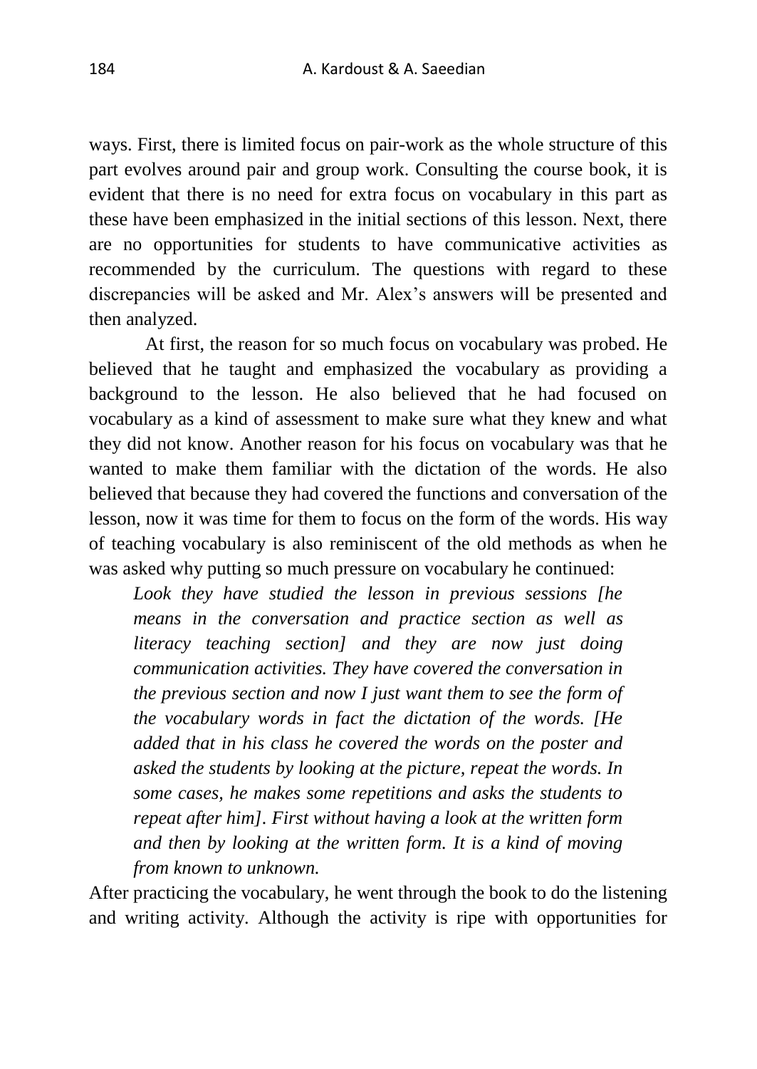ways. First, there is limited focus on pair-work as the whole structure of this part evolves around pair and group work. Consulting the course book, it is evident that there is no need for extra focus on vocabulary in this part as these have been emphasized in the initial sections of this lesson. Next, there are no opportunities for students to have communicative activities as recommended by the curriculum. The questions with regard to these discrepancies will be asked and Mr. Alex's answers will be presented and then analyzed.

At first, the reason for so much focus on vocabulary was probed. He believed that he taught and emphasized the vocabulary as providing a background to the lesson. He also believed that he had focused on vocabulary as a kind of assessment to make sure what they knew and what they did not know. Another reason for his focus on vocabulary was that he wanted to make them familiar with the dictation of the words. He also believed that because they had covered the functions and conversation of the lesson, now it was time for them to focus on the form of the words. His way of teaching vocabulary is also reminiscent of the old methods as when he was asked why putting so much pressure on vocabulary he continued:

> *Look they have studied the lesson in previous sessions [he means in the conversation and practice section as well as literacy teaching section] and they are now just doing communication activities. They have covered the conversation in the previous section and now I just want them to see the form of the vocabulary words in fact the dictation of the words. [He added that in his class he covered the words on the poster and asked the students by looking at the picture, repeat the words. In some cases, he makes some repetitions and asks the students to repeat after him]. First without having a look at the written form and then by looking at the written form. It is a kind of moving from known to unknown.*

After practicing the vocabulary, he went through the book to do the listening and writing activity. Although the activity is ripe with opportunities for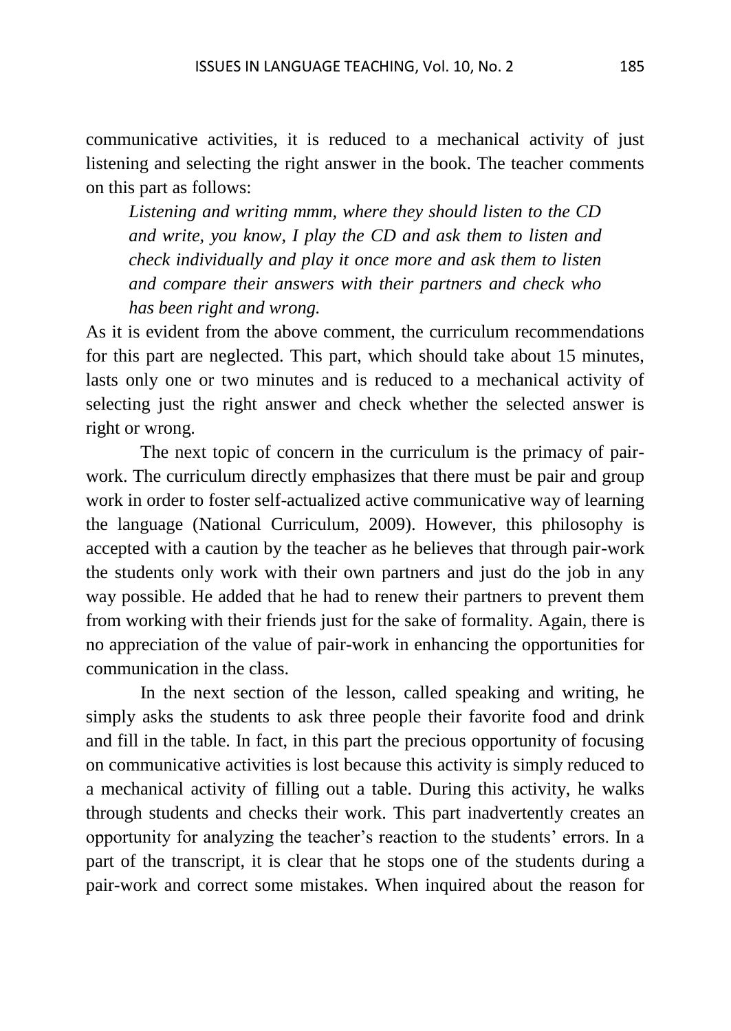communicative activities, it is reduced to a mechanical activity of just listening and selecting the right answer in the book. The teacher comments on this part as follows:

> *Listening and writing mmm, where they should listen to the CD and write, you know, I play the CD and ask them to listen and check individually and play it once more and ask them to listen and compare their answers with their partners and check who has been right and wrong.*

As it is evident from the above comment, the curriculum recommendations for this part are neglected. This part, which should take about 15 minutes, lasts only one or two minutes and is reduced to a mechanical activity of selecting just the right answer and check whether the selected answer is right or wrong.

The next topic of concern in the curriculum is the primacy of pair-work. The curriculum directly emphasizes that there must be pair and group work in order to foster self-actualized active communicative way of learning the language (National Curriculum, 2009). However, this philosophy is accepted with a caution by the teacher as he believes that through pair-work the students only work with their own partners and just do the job in any way possible. He added that he had to renew their partners to prevent them from working with their friends just for the sake of formality. Again, there is no appreciation of the value of pair-work in enhancing the opportunities for communication in the class.

In the next section of the lesson, called speaking and writing, he simply asks the students to ask three people their favorite food and drink and fill in the table. In fact, in this part the precious opportunity of focusing on communicative activities is lost because this activity is simply reduced to a mechanical activity of filling out a table. During this activity, he walks through students and checks their work. This part inadvertently creates an opportunity for analyzing the teacher's reaction to the students' errors. In a part of the transcript, it is clear that he stops one of the students during a pair-work and correct some mistakes. When inquired about the reason for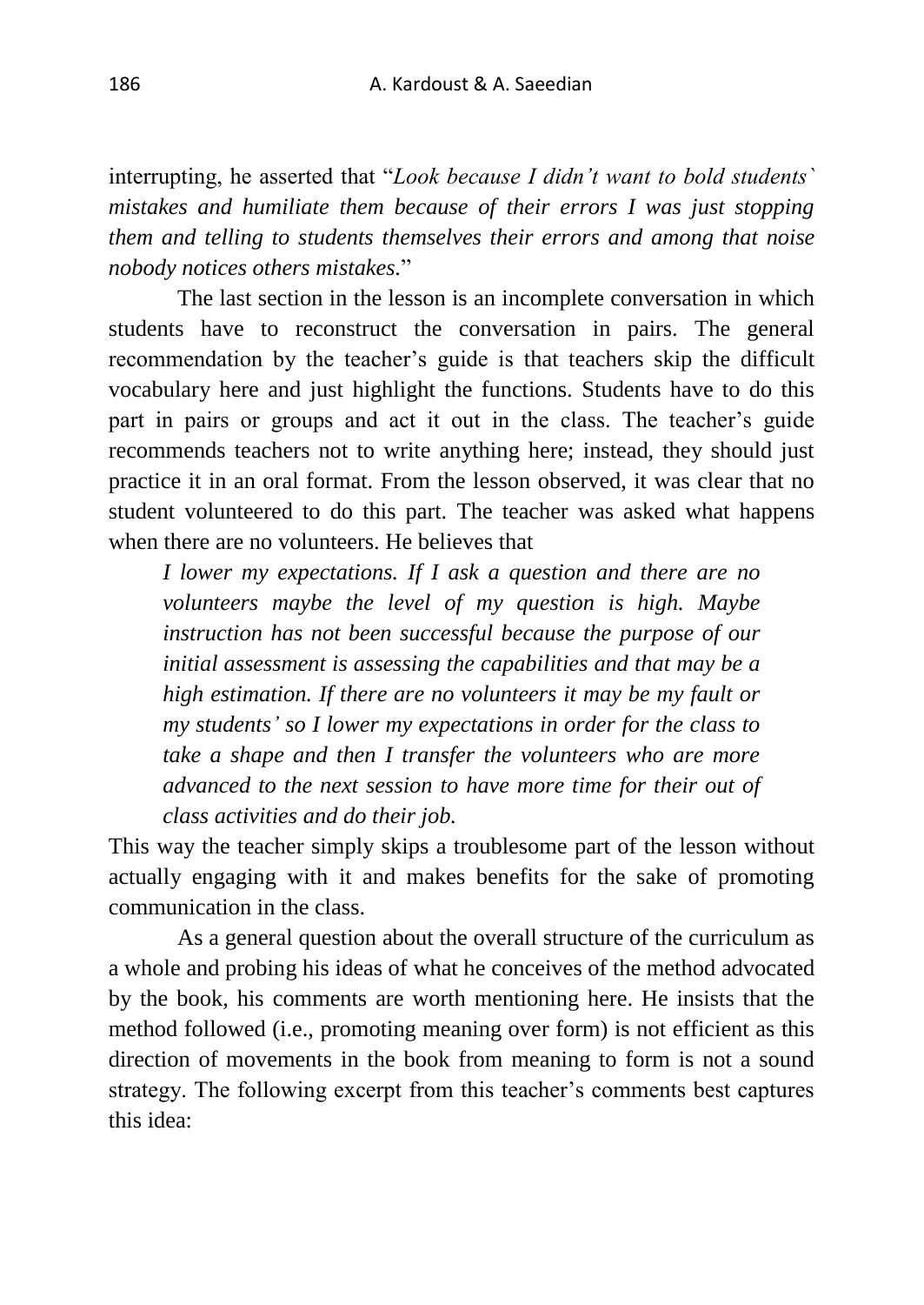interrupting, he asserted that "*Look because I didn't want to bold students` mistakes and humiliate them because of their errors I was just stopping them and telling to students themselves their errors and among that noise nobody notices others mistakes.*"

The last section in the lesson is an incomplete conversation in which students have to reconstruct the conversation in pairs. The general recommendation by the teacher's guide is that teachers skip the difficult vocabulary here and just highlight the functions. Students have to do this part in pairs or groups and act it out in the class. The teacher's guide recommends teachers not to write anything here; instead, they should just practice it in an oral format. From the lesson observed, it was clear that no student volunteered to do this part. The teacher was asked what happens when there are no volunteers. He believes that

> *I lower my expectations. If I ask a question and there are no volunteers maybe the level of my question is high. Maybe instruction has not been successful because the purpose of our initial assessment is assessing the capabilities and that may be a high estimation. If there are no volunteers it may be my fault or my students' so I lower my expectations in order for the class to take a shape and then I transfer the volunteers who are more advanced to the next session to have more time for their out of class activities and do their job.*

This way the teacher simply skips a troublesome part of the lesson without actually engaging with it and makes benefits for the sake of promoting communication in the class.

As a general question about the overall structure of the curriculum as a whole and probing his ideas of what he conceives of the method advocated by the book, his comments are worth mentioning here. He insists that the method followed (i.e., promoting meaning over form) is not efficient as this direction of movements in the book from meaning to form is not a sound strategy. The following excerpt from this teacher's comments best captures this idea: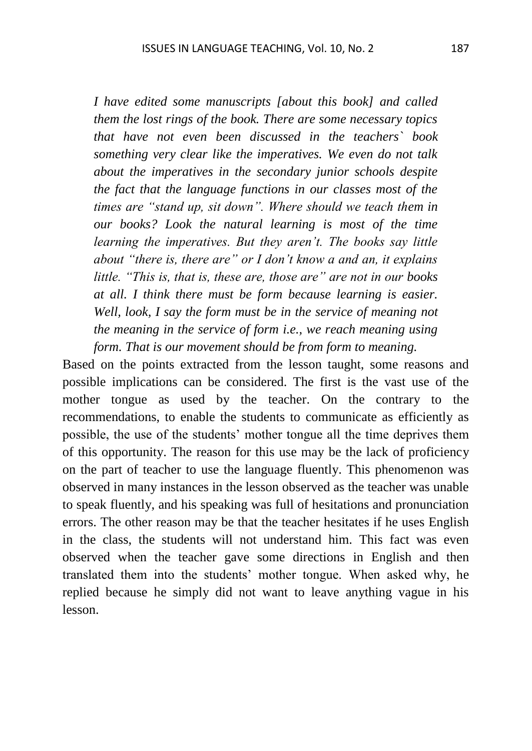> *I have edited some manuscripts [about this book] and called them the lost rings of the book. There are some necessary topics that have not even been discussed in the teachers` book something very clear like the imperatives. We even do not talk about the imperatives in the secondary junior schools despite the fact that the language functions in our classes most of the times are "stand up, sit down". Where should we teach them in our books? Look the natural learning is most of the time learning the imperatives. But they aren't. The books say little about "there is, there are" or I don't know a and an, it explains little. "This is, that is, these are, those are" are not in our books at all. I think there must be form because learning is easier. Well, look, I say the form must be in the service of meaning not the meaning in the service of form i.e., we reach meaning using form. That is our movement should be from form to meaning.*

Based on the points extracted from the lesson taught, some reasons and possible implications can be considered. The first is the vast use of the mother tongue as used by the teacher. On the contrary to the recommendations, to enable the students to communicate as efficiently as possible, the use of the students' mother tongue all the time deprives them of this opportunity. The reason for this use may be the lack of proficiency on the part of teacher to use the language fluently. This phenomenon was observed in many instances in the lesson observed as the teacher was unable to speak fluently, and his speaking was full of hesitations and pronunciation errors. The other reason may be that the teacher hesitates if he uses English in the class, the students will not understand him. This fact was even observed when the teacher gave some directions in English and then translated them into the students' mother tongue. When asked why, he replied because he simply did not want to leave anything vague in his lesson.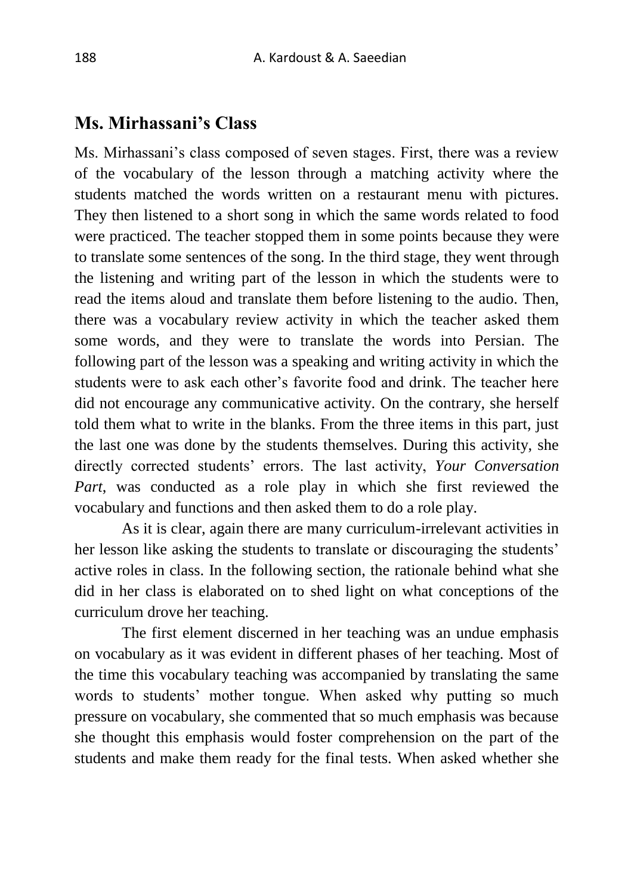## Ms. Mirhassani's Class

Ms. Mirhassani's class composed of seven stages. First, there was a review of the vocabulary of the lesson through a matching activity where the students matched the words written on a restaurant menu with pictures. They then listened to a short song in which the same words related to food were practiced. The teacher stopped them in some points because they were to translate some sentences of the song. In the third stage, they went through the listening and writing part of the lesson in which the students were to read the items aloud and translate them before listening to the audio. Then, there was a vocabulary review activity in which the teacher asked them some words, and they were to translate the words into Persian. The following part of the lesson was a speaking and writing activity in which the students were to ask each other's favorite food and drink. The teacher here did not encourage any communicative activity. On the contrary, she herself told them what to write in the blanks. From the three items in this part, just the last one was done by the students themselves. During this activity, she directly corrected students' errors. The last activity, *Your Conversation Part*, was conducted as a role play in which she first reviewed the vocabulary and functions and then asked them to do a role play.

As it is clear, again there are many curriculum-irrelevant activities in her lesson like asking the students to translate or discouraging the students' active roles in class. In the following section, the rationale behind what she did in her class is elaborated on to shed light on what conceptions of the curriculum drove her teaching.

The first element discerned in her teaching was an undue emphasis on vocabulary as it was evident in different phases of her teaching. Most of the time this vocabulary teaching was accompanied by translating the same words to students' mother tongue. When asked why putting so much pressure on vocabulary, she commented that so much emphasis was because she thought this emphasis would foster comprehension on the part of the students and make them ready for the final tests. When asked whether she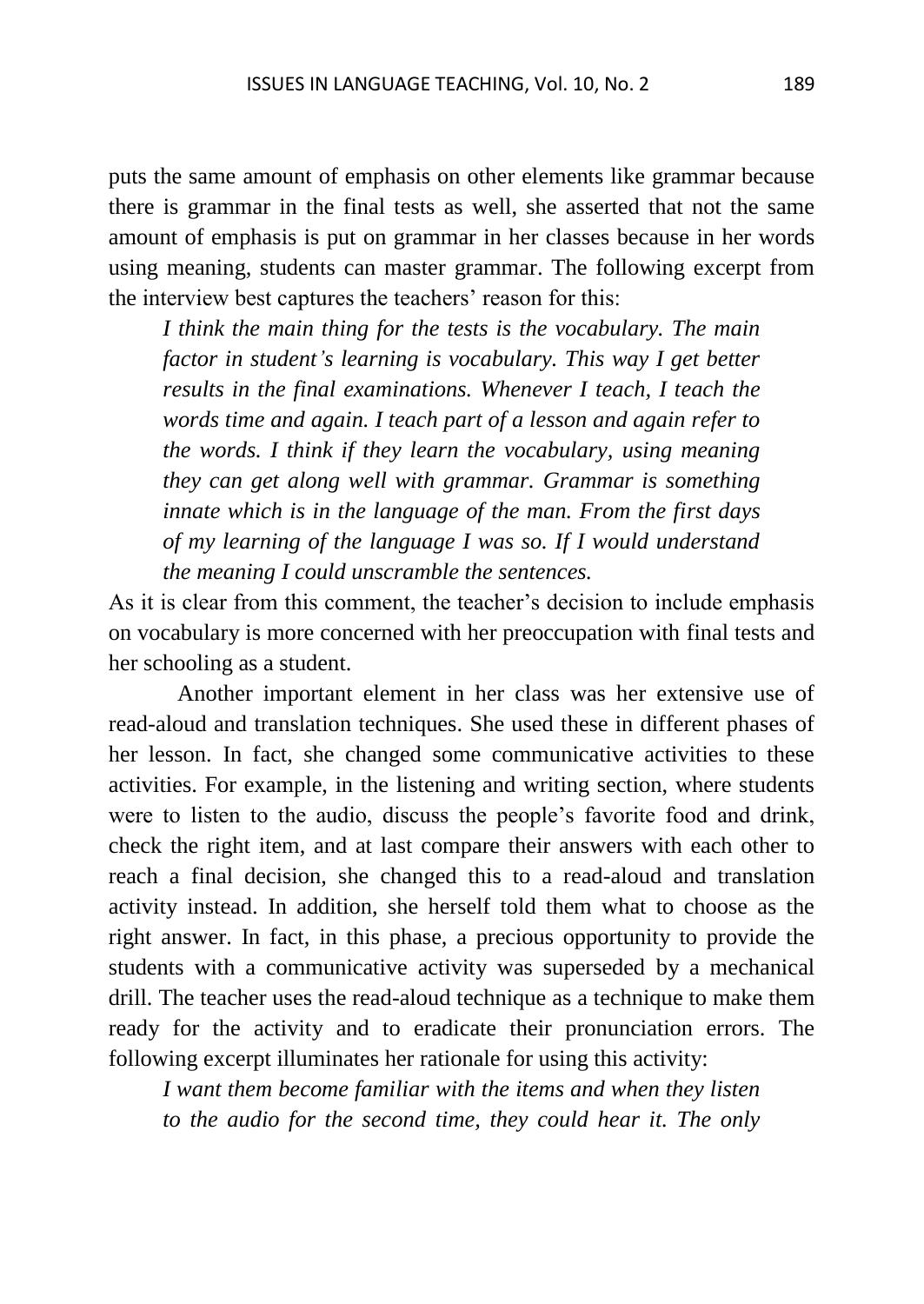puts the same amount of emphasis on other elements like grammar because there is grammar in the final tests as well, she asserted that not the same amount of emphasis is put on grammar in her classes because in her words using meaning, students can master grammar. The following excerpt from the interview best captures the teachers' reason for this:

> *I think the main thing for the tests is the vocabulary. The main factor in student's learning is vocabulary. This way I get better results in the final examinations. Whenever I teach, I teach the words time and again. I teach part of a lesson and again refer to the words. I think if they learn the vocabulary, using meaning they can get along well with grammar. Grammar is something innate which is in the language of the man. From the first days of my learning of the language I was so. If I would understand the meaning I could unscramble the sentences.*

As it is clear from this comment, the teacher's decision to include emphasis on vocabulary is more concerned with her preoccupation with final tests and her schooling as a student.

Another important element in her class was her extensive use of read-aloud and translation techniques. She used these in different phases of her lesson. In fact, she changed some communicative activities to these activities. For example, in the listening and writing section, where students were to listen to the audio, discuss the people's favorite food and drink, check the right item, and at last compare their answers with each other to reach a final decision, she changed this to a read-aloud and translation activity instead. In addition, she herself told them what to choose as the right answer. In fact, in this phase, a precious opportunity to provide the students with a communicative activity was superseded by a mechanical drill. The teacher uses the read-aloud technique as a technique to make them ready for the activity and to eradicate their pronunciation errors. The following excerpt illuminates her rationale for using this activity:

> *I want them become familiar with the items and when they listen to the audio for the second time, they could hear it. The only*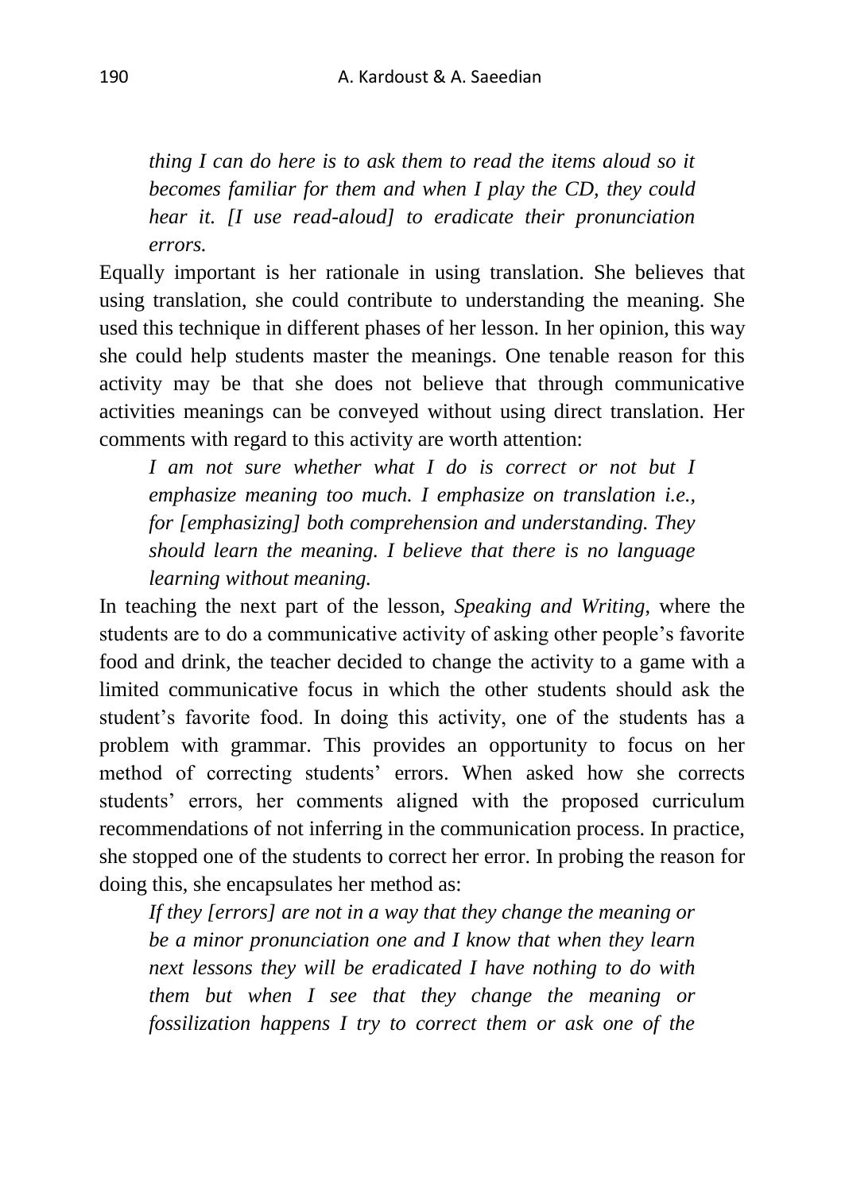*thing I can do here is to ask them to read the items aloud so it becomes familiar for them and when I play the CD, they could hear it. [I use read-aloud] to eradicate their pronunciation errors.*

Equally important is her rationale in using translation. She believes that using translation, she could contribute to understanding the meaning. She used this technique in different phases of her lesson. In her opinion, this way she could help students master the meanings. One tenable reason for this activity may be that she does not believe that through communicative activities meanings can be conveyed without using direct translation. Her comments with regard to this activity are worth attention:

> *I am not sure whether what I do is correct or not but I emphasize meaning too much. I emphasize on translation i.e., for [emphasizing] both comprehension and understanding. They should learn the meaning. I believe that there is no language learning without meaning.*

In teaching the next part of the lesson, *Speaking and Writing*, where the students are to do a communicative activity of asking other people's favorite food and drink, the teacher decided to change the activity to a game with a limited communicative focus in which the other students should ask the student's favorite food. In doing this activity, one of the students has a problem with grammar. This provides an opportunity to focus on her method of correcting students' errors. When asked how she corrects students' errors, her comments aligned with the proposed curriculum recommendations of not inferring in the communication process. In practice, she stopped one of the students to correct her error. In probing the reason for doing this, she encapsulates her method as:

> *If they [errors] are not in a way that they change the meaning or be a minor pronunciation one and I know that when they learn next lessons they will be eradicated I have nothing to do with them but when I see that they change the meaning or fossilization happens I try to correct them or ask one of the*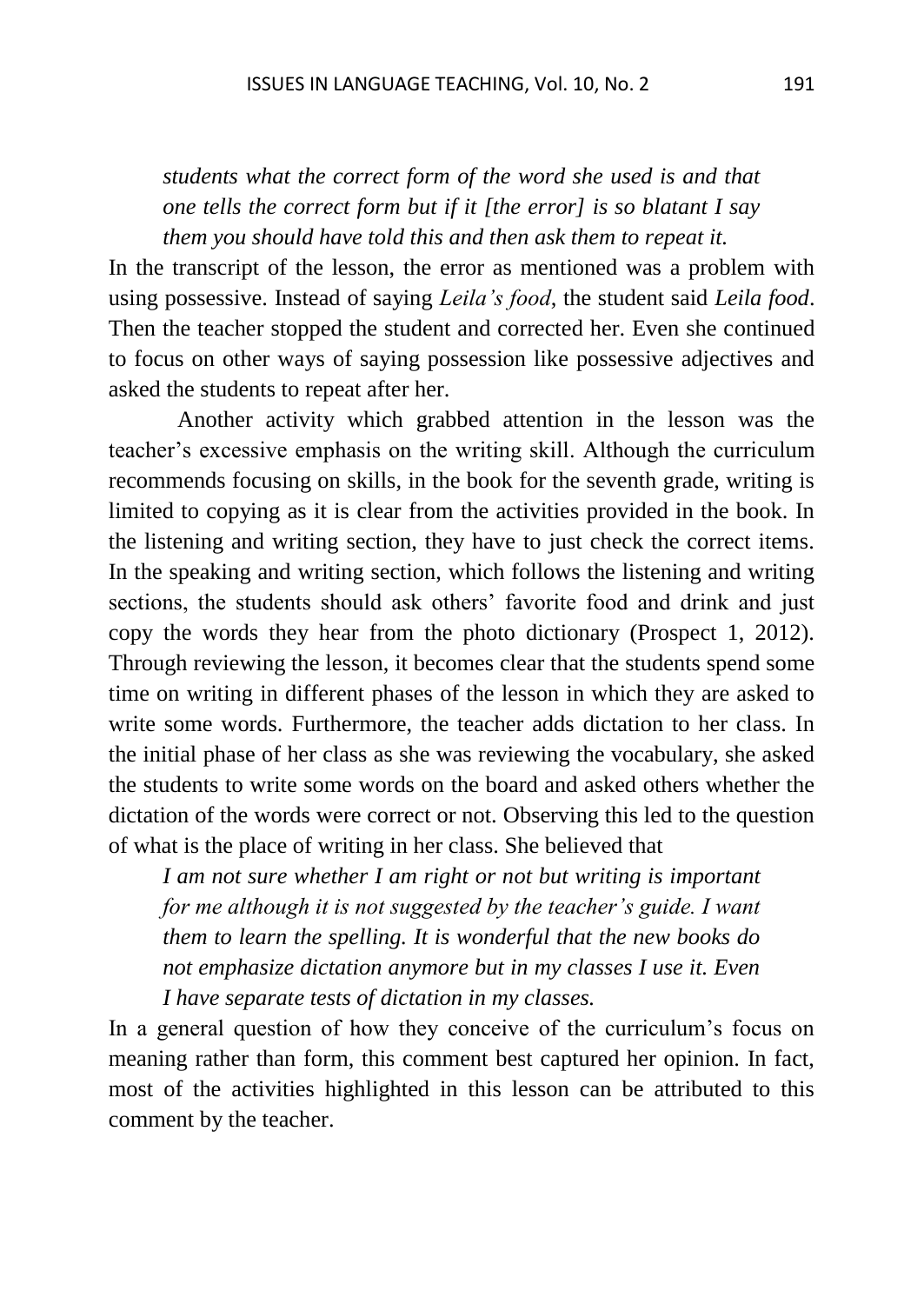*students what the correct form of the word she used is and that one tells the correct form but if it [the error] is so blatant I say them you should have told this and then ask them to repeat it.*

In the transcript of the lesson, the error as mentioned was a problem with using possessive. Instead of saying *Leila's food*, the student said *Leila food*. Then the teacher stopped the student and corrected her. Even she continued to focus on other ways of saying possession like possessive adjectives and asked the students to repeat after her.

Another activity which grabbed attention in the lesson was the teacher's excessive emphasis on the writing skill. Although the curriculum recommends focusing on skills, in the book for the seventh grade, writing is limited to copying as it is clear from the activities provided in the book. In the listening and writing section, they have to just check the correct items. In the speaking and writing section, which follows the listening and writing sections, the students should ask others' favorite food and drink and just copy the words they hear from the photo dictionary (Prospect 1, 2012). Through reviewing the lesson, it becomes clear that the students spend some time on writing in different phases of the lesson in which they are asked to write some words. Furthermore, the teacher adds dictation to her class. In the initial phase of her class as she was reviewing the vocabulary, she asked the students to write some words on the board and asked others whether the dictation of the words were correct or not. Observing this led to the question of what is the place of writing in her class. She believed that

*I am not sure whether I am right or not but writing is important for me although it is not suggested by the teacher's guide. I want them to learn the spelling. It is wonderful that the new books do not emphasize dictation anymore but in my classes I use it. Even I have separate tests of dictation in my classes.*

In a general question of how they conceive of the curriculum's focus on meaning rather than form, this comment best captured her opinion. In fact, most of the activities highlighted in this lesson can be attributed to this comment by the teacher.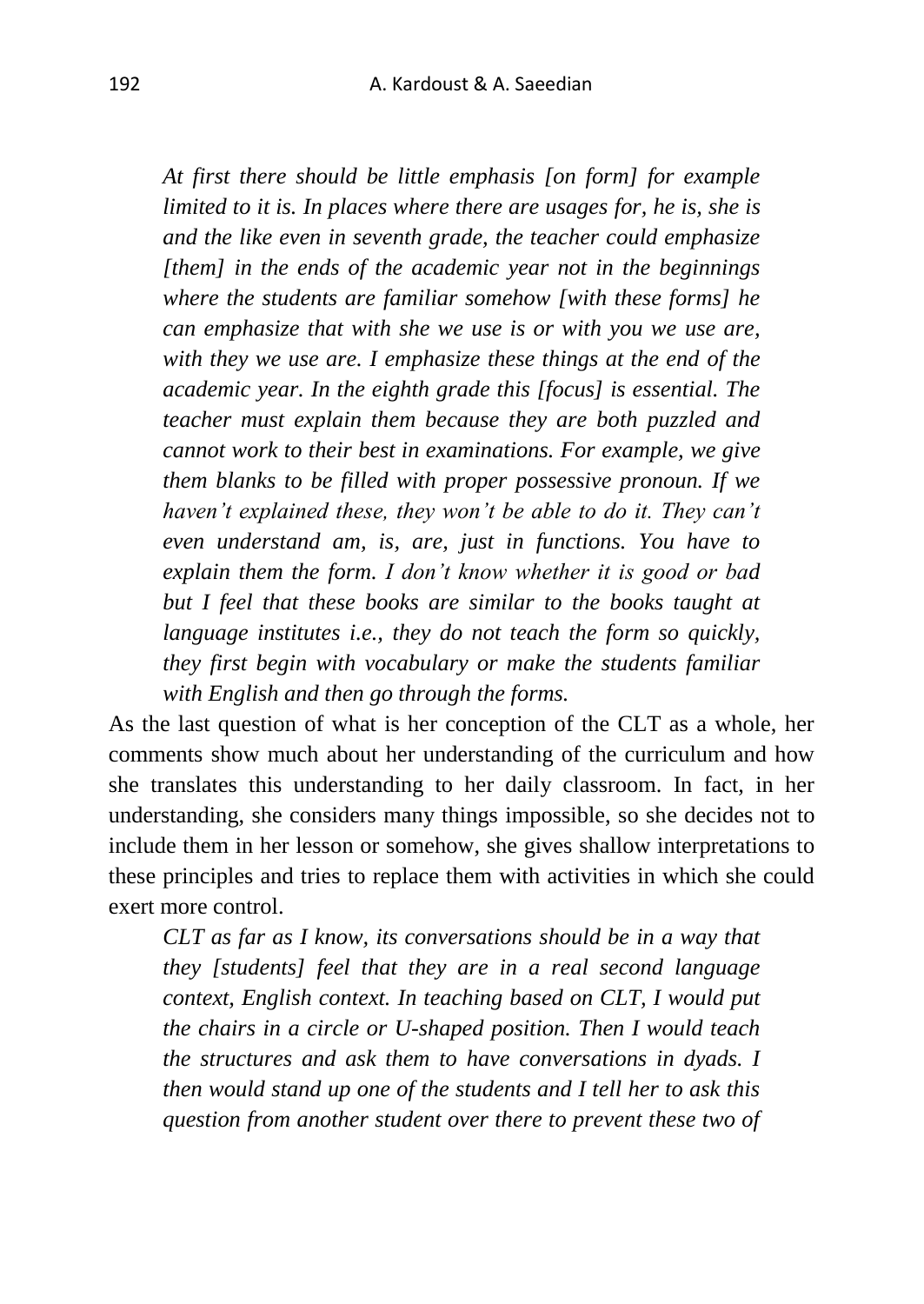*At first there should be little emphasis [on form] for example limited to it is. In places where there are usages for, he is, she is and the like even in seventh grade, the teacher could emphasize [them] in the ends of the academic year not in the beginnings where the students are familiar somehow [with these forms] he can emphasize that with she we use is or with you we use are, with they we use are. I emphasize these things at the end of the academic year. In the eighth grade this [focus] is essential. The teacher must explain them because they are both puzzled and cannot work to their best in examinations. For example, we give them blanks to be filled with proper possessive pronoun. If we haven't explained these, they won't be able to do it. They can't even understand am, is, are, just in functions. You have to explain them the form. I don't know whether it is good or bad but I feel that these books are similar to the books taught at language institutes i.e., they do not teach the form so quickly, they first begin with vocabulary or make the students familiar with English and then go through the forms.*

As the last question of what is her conception of the CLT as a whole, her comments show much about her understanding of the curriculum and how she translates this understanding to her daily classroom. In fact, in her understanding, she considers many things impossible, so she decides not to include them in her lesson or somehow, she gives shallow interpretations to these principles and tries to replace them with activities in which she could exert more control.

*CLT as far as I know, its conversations should be in a way that they [students] feel that they are in a real second language context, English context. In teaching based on CLT, I would put the chairs in a circle or U-shaped position. Then I would teach the structures and ask them to have conversations in dyads. I then would stand up one of the students and I tell her to ask this question from another student over there to prevent these two of*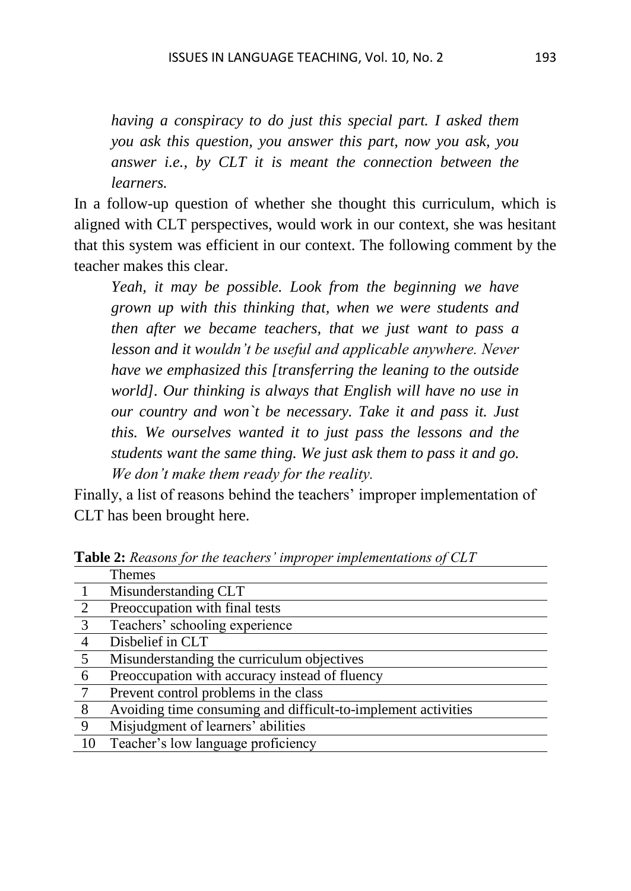*having a conspiracy to do just this special part. I asked them you ask this question, you answer this part, now you ask, you answer i.e., by CLT it is meant the connection between the learners.*

In a follow-up question of whether she thought this curriculum, which is aligned with CLT perspectives, would work in our context, she was hesitant that this system was efficient in our context. The following comment by the teacher makes this clear.

*Yeah, it may be possible. Look from the beginning we have grown up with this thinking that, when we were students and then after we became teachers, that we just want to pass a lesson and it wouldn't be useful and applicable anywhere. Never have we emphasized this [transferring the leaning to the outside world]. Our thinking is always that English will have no use in our country and won`t be necessary. Take it and pass it. Just this. We ourselves wanted it to just pass the lessons and the students want the same thing. We just ask them to pass it and go. We don't make them ready for the reality.*

Finally, a list of reasons behind the teachers' improper implementation of CLT has been brought here.

**Table 2:** *Reasons for the teachers' improper implementations of CLT*

| | Themes |
|---|---|
| 1 | Misunderstanding CLT |
| 2 | Preoccupation with final tests |
| 3 | Teachers' schooling experience |
| 4 | Disbelief in CLT |
| 5 | Misunderstanding the curriculum objectives |
| 6 | Preoccupation with accuracy instead of fluency |
| 7 | Prevent control problems in the class |
| 8 | Avoiding time consuming and difficult-to-implement activities |
| 9 | Misjudgment of learners' abilities |
| 10 | Teacher's low language proficiency |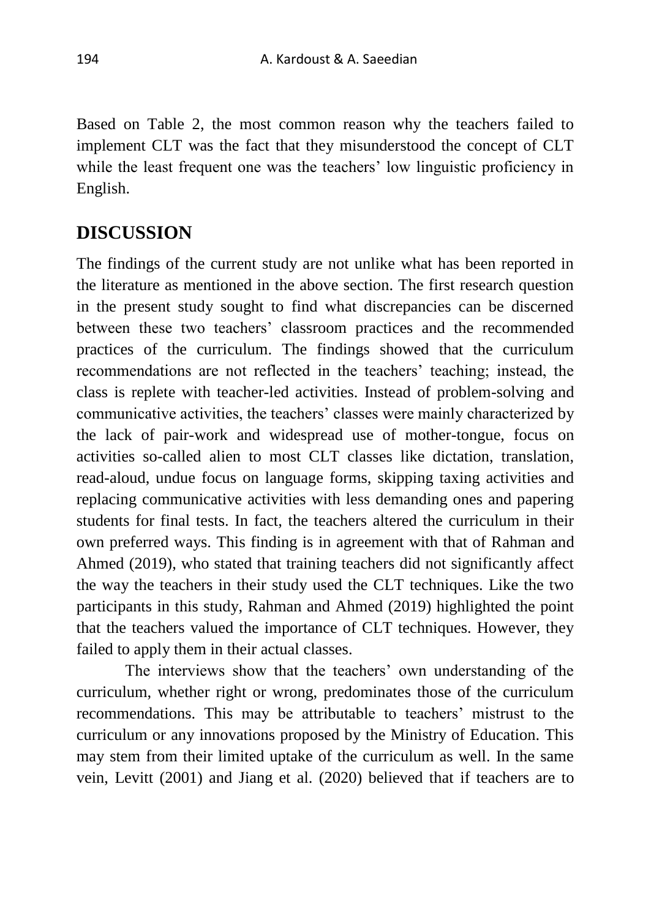Based on Table 2, the most common reason why the teachers failed to implement CLT was the fact that they misunderstood the concept of CLT while the least frequent one was the teachers' low linguistic proficiency in English.

## DISCUSSION

The findings of the current study are not unlike what has been reported in the literature as mentioned in the above section. The first research question in the present study sought to find what discrepancies can be discerned between these two teachers' classroom practices and the recommended practices of the curriculum. The findings showed that the curriculum recommendations are not reflected in the teachers' teaching; instead, the class is replete with teacher-led activities. Instead of problem-solving and communicative activities, the teachers' classes were mainly characterized by the lack of pair-work and widespread use of mother-tongue, focus on activities so-called alien to most CLT classes like dictation, translation, read-aloud, undue focus on language forms, skipping taxing activities and replacing communicative activities with less demanding ones and papering students for final tests. In fact, the teachers altered the curriculum in their own preferred ways. This finding is in agreement with that of Rahman and Ahmed (2019), who stated that training teachers did not significantly affect the way the teachers in their study used the CLT techniques. Like the two participants in this study, Rahman and Ahmed (2019) highlighted the point that the teachers valued the importance of CLT techniques. However, they failed to apply them in their actual classes.

The interviews show that the teachers' own understanding of the curriculum, whether right or wrong, predominates those of the curriculum recommendations. This may be attributable to teachers' mistrust to the curriculum or any innovations proposed by the Ministry of Education. This may stem from their limited uptake of the curriculum as well. In the same vein, Levitt (2001) and Jiang et al. (2020) believed that if teachers are to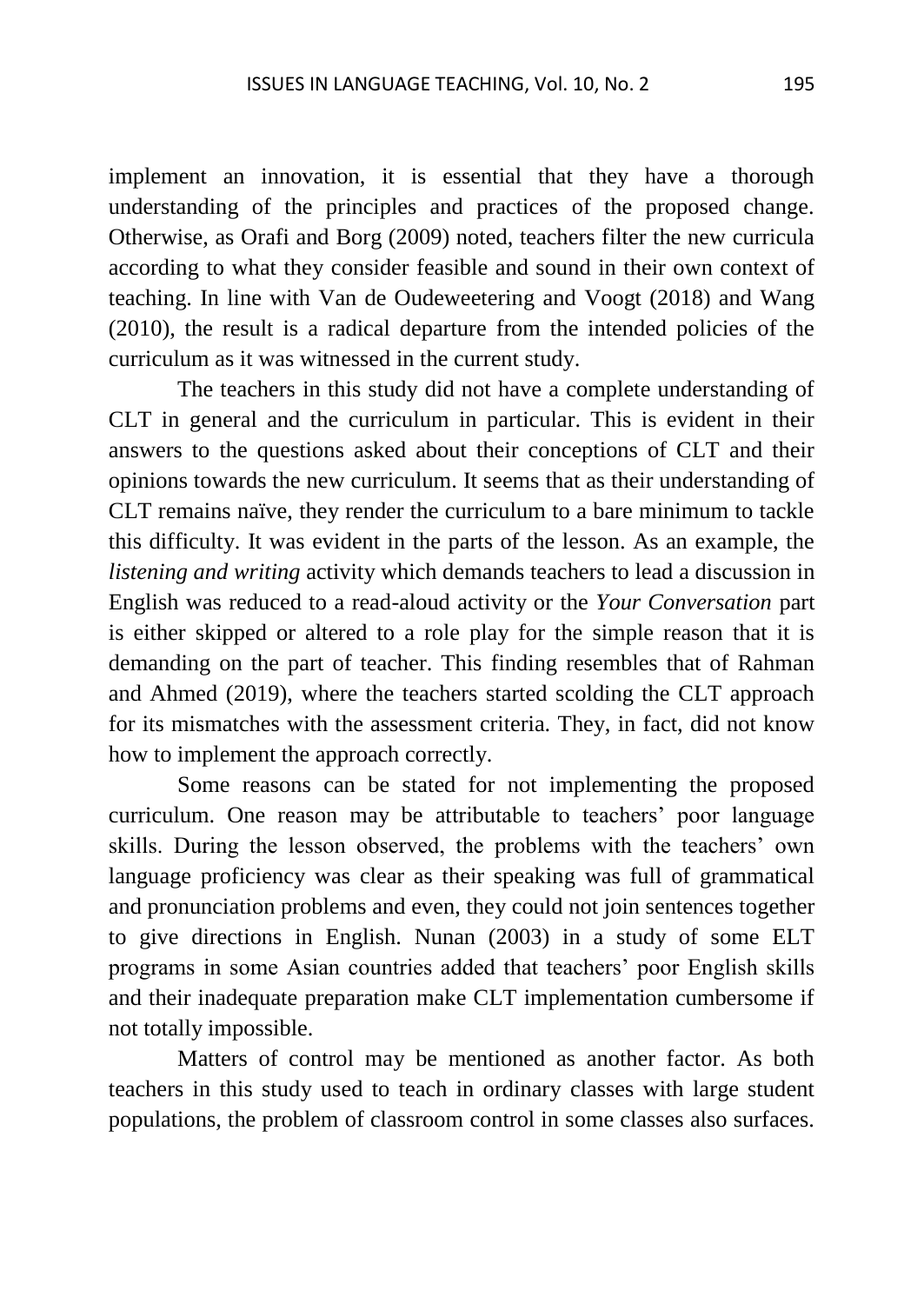implement an innovation, it is essential that they have a thorough understanding of the principles and practices of the proposed change. Otherwise, as Orafi and Borg (2009) noted, teachers filter the new curricula according to what they consider feasible and sound in their own context of teaching. In line with Van de Oudeweetering and Voogt (2018) and Wang (2010), the result is a radical departure from the intended policies of the curriculum as it was witnessed in the current study.

The teachers in this study did not have a complete understanding of CLT in general and the curriculum in particular. This is evident in their answers to the questions asked about their conceptions of CLT and their opinions towards the new curriculum. It seems that as their understanding of CLT remains naïve, they render the curriculum to a bare minimum to tackle this difficulty. It was evident in the parts of the lesson. As an example, the *listening and writing* activity which demands teachers to lead a discussion in English was reduced to a read-aloud activity or the *Your Conversation* part is either skipped or altered to a role play for the simple reason that it is demanding on the part of teacher. This finding resembles that of Rahman and Ahmed (2019), where the teachers started scolding the CLT approach for its mismatches with the assessment criteria. They, in fact, did not know how to implement the approach correctly.

Some reasons can be stated for not implementing the proposed curriculum. One reason may be attributable to teachers' poor language skills. During the lesson observed, the problems with the teachers' own language proficiency was clear as their speaking was full of grammatical and pronunciation problems and even, they could not join sentences together to give directions in English. Nunan (2003) in a study of some ELT programs in some Asian countries added that teachers' poor English skills and their inadequate preparation make CLT implementation cumbersome if not totally impossible.

Matters of control may be mentioned as another factor. As both teachers in this study used to teach in ordinary classes with large student populations, the problem of classroom control in some classes also surfaces.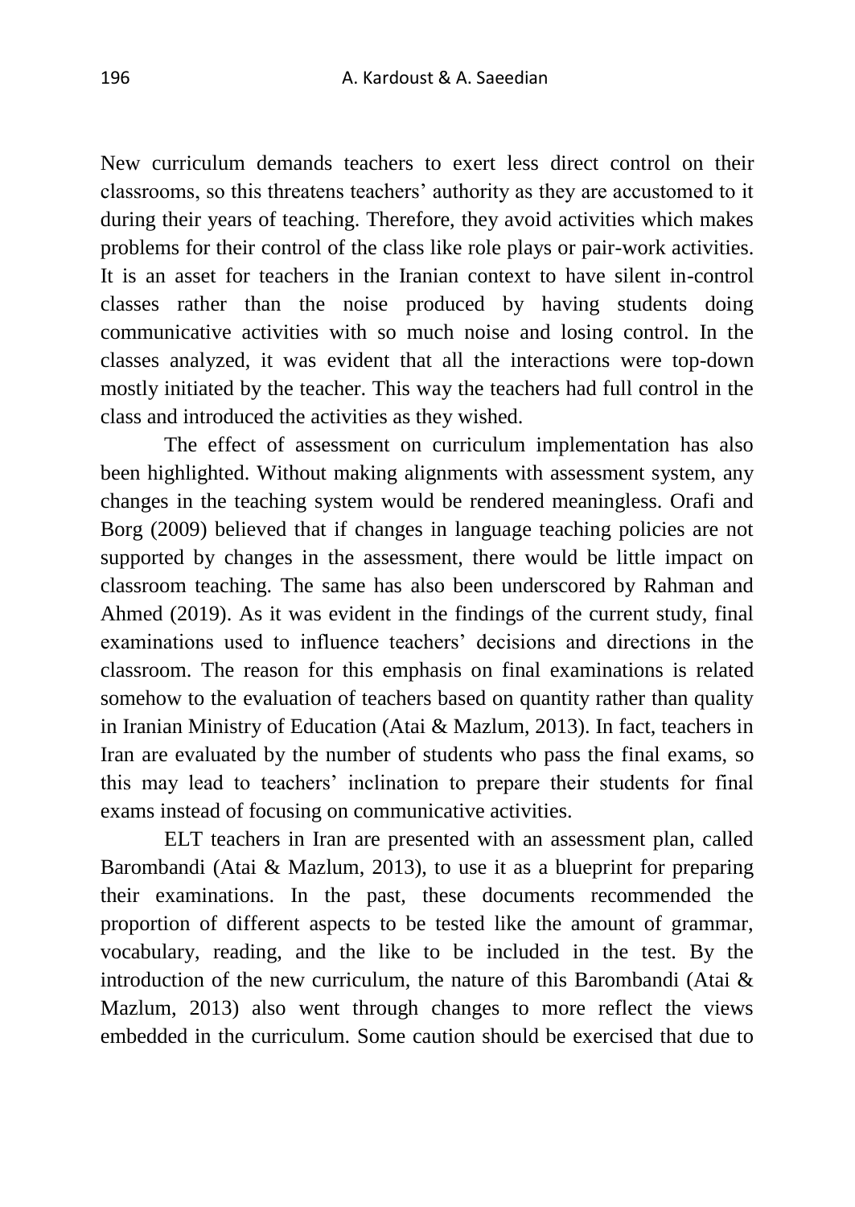New curriculum demands teachers to exert less direct control on their classrooms, so this threatens teachers' authority as they are accustomed to it during their years of teaching. Therefore, they avoid activities which makes problems for their control of the class like role plays or pair-work activities. It is an asset for teachers in the Iranian context to have silent in-control classes rather than the noise produced by having students doing communicative activities with so much noise and losing control. In the classes analyzed, it was evident that all the interactions were top-down mostly initiated by the teacher. This way the teachers had full control in the class and introduced the activities as they wished.

The effect of assessment on curriculum implementation has also been highlighted. Without making alignments with assessment system, any changes in the teaching system would be rendered meaningless. Orafi and Borg (2009) believed that if changes in language teaching policies are not supported by changes in the assessment, there would be little impact on classroom teaching. The same has also been underscored by Rahman and Ahmed (2019). As it was evident in the findings of the current study, final examinations used to influence teachers' decisions and directions in the classroom. The reason for this emphasis on final examinations is related somehow to the evaluation of teachers based on quantity rather than quality in Iranian Ministry of Education (Atai & Mazlum, 2013). In fact, teachers in Iran are evaluated by the number of students who pass the final exams, so this may lead to teachers' inclination to prepare their students for final exams instead of focusing on communicative activities.

ELT teachers in Iran are presented with an assessment plan, called Barombandi (Atai & Mazlum, 2013), to use it as a blueprint for preparing their examinations. In the past, these documents recommended the proportion of different aspects to be tested like the amount of grammar, vocabulary, reading, and the like to be included in the test. By the introduction of the new curriculum, the nature of this Barombandi (Atai & Mazlum, 2013) also went through changes to more reflect the views embedded in the curriculum. Some caution should be exercised that due to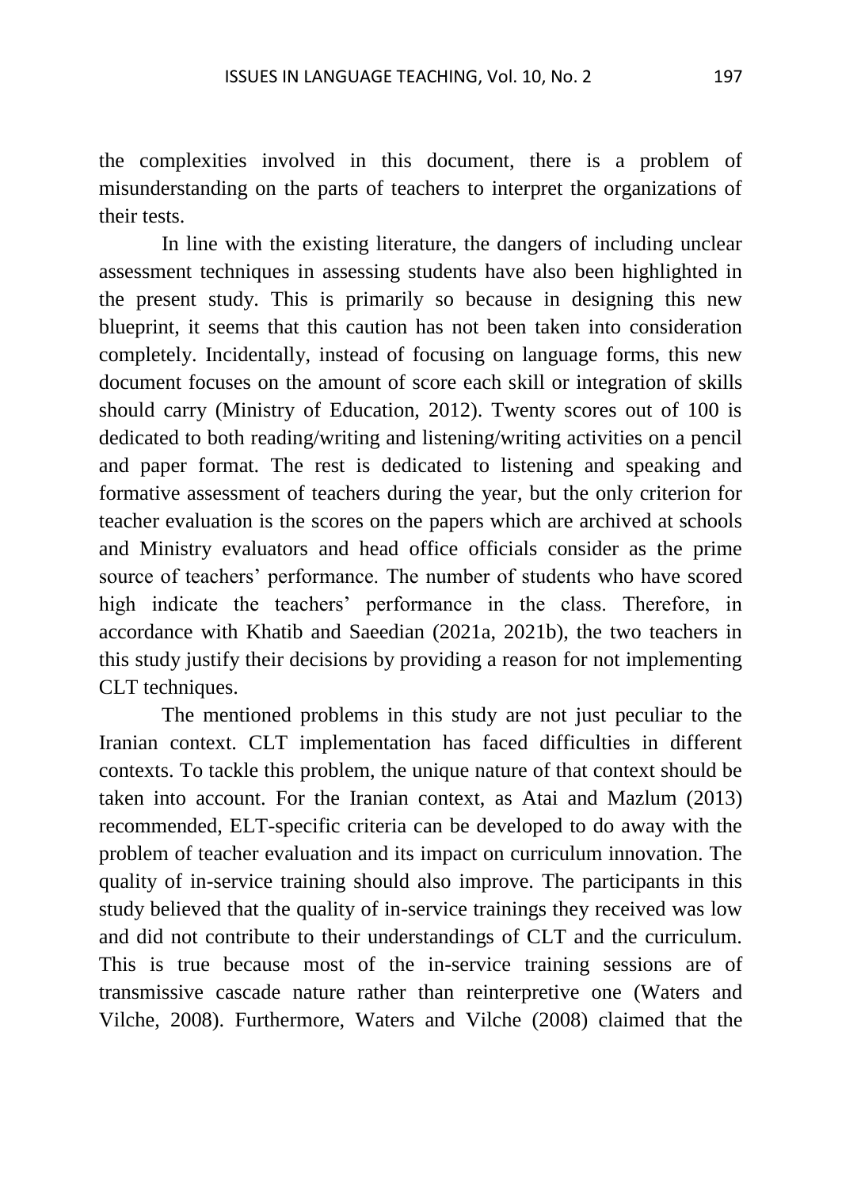the complexities involved in this document, there is a problem of misunderstanding on the parts of teachers to interpret the organizations of their tests.

In line with the existing literature, the dangers of including unclear assessment techniques in assessing students have also been highlighted in the present study. This is primarily so because in designing this new blueprint, it seems that this caution has not been taken into consideration completely. Incidentally, instead of focusing on language forms, this new document focuses on the amount of score each skill or integration of skills should carry (Ministry of Education, 2012). Twenty scores out of 100 is dedicated to both reading/writing and listening/writing activities on a pencil and paper format. The rest is dedicated to listening and speaking and formative assessment of teachers during the year, but the only criterion for teacher evaluation is the scores on the papers which are archived at schools and Ministry evaluators and head office officials consider as the prime source of teachers' performance. The number of students who have scored high indicate the teachers' performance in the class. Therefore, in accordance with Khatib and Saeedian (2021a, 2021b), the two teachers in this study justify their decisions by providing a reason for not implementing CLT techniques.

The mentioned problems in this study are not just peculiar to the Iranian context. CLT implementation has faced difficulties in different contexts. To tackle this problem, the unique nature of that context should be taken into account. For the Iranian context, as Atai and Mazlum (2013) recommended, ELT-specific criteria can be developed to do away with the problem of teacher evaluation and its impact on curriculum innovation. The quality of in-service training should also improve. The participants in this study believed that the quality of in-service trainings they received was low and did not contribute to their understandings of CLT and the curriculum. This is true because most of the in-service training sessions are of transmissive cascade nature rather than reinterpretive one (Waters and Vilche, 2008). Furthermore, Waters and Vilche (2008) claimed that the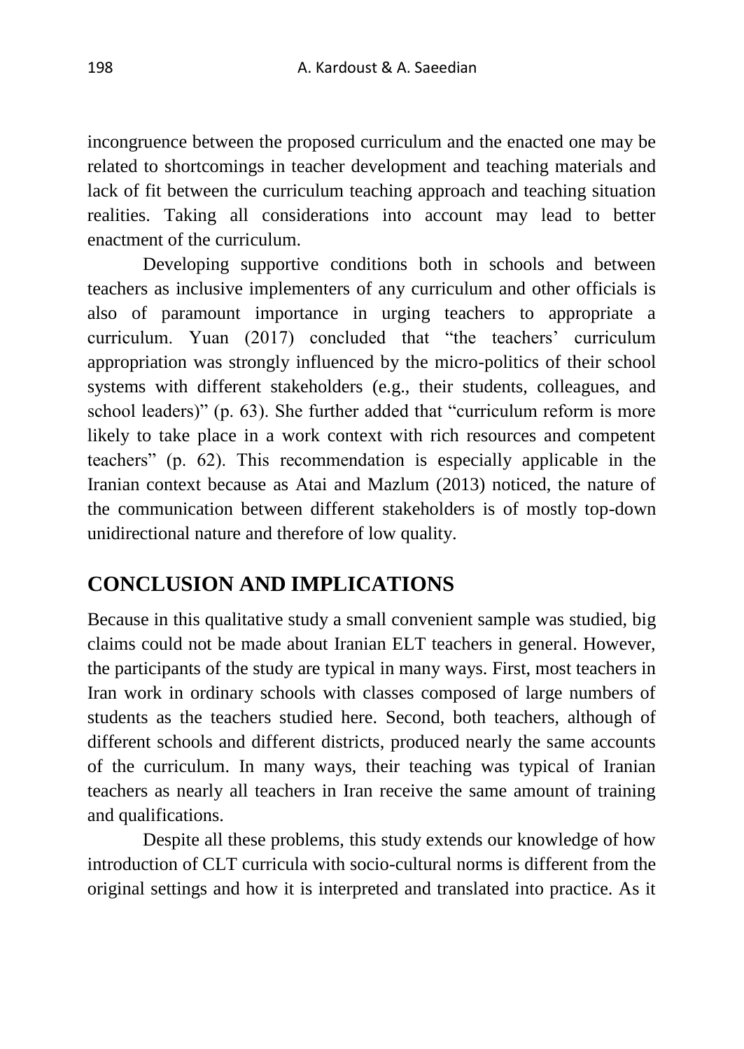incongruence between the proposed curriculum and the enacted one may be related to shortcomings in teacher development and teaching materials and lack of fit between the curriculum teaching approach and teaching situation realities. Taking all considerations into account may lead to better enactment of the curriculum.

Developing supportive conditions both in schools and between teachers as inclusive implementers of any curriculum and other officials is also of paramount importance in urging teachers to appropriate a curriculum. Yuan (2017) concluded that "the teachers' curriculum appropriation was strongly influenced by the micro-politics of their school systems with different stakeholders (e.g., their students, colleagues, and school leaders)" (p. 63). She further added that "curriculum reform is more likely to take place in a work context with rich resources and competent teachers" (p. 62). This recommendation is especially applicable in the Iranian context because as Atai and Mazlum (2013) noticed, the nature of the communication between different stakeholders is of mostly top-down unidirectional nature and therefore of low quality.

## CONCLUSION AND IMPLICATIONS

Because in this qualitative study a small convenient sample was studied, big claims could not be made about Iranian ELT teachers in general. However, the participants of the study are typical in many ways. First, most teachers in Iran work in ordinary schools with classes composed of large numbers of students as the teachers studied here. Second, both teachers, although of different schools and different districts, produced nearly the same accounts of the curriculum. In many ways, their teaching was typical of Iranian teachers as nearly all teachers in Iran receive the same amount of training and qualifications.

Despite all these problems, this study extends our knowledge of how introduction of CLT curricula with socio-cultural norms is different from the original settings and how it is interpreted and translated into practice. As it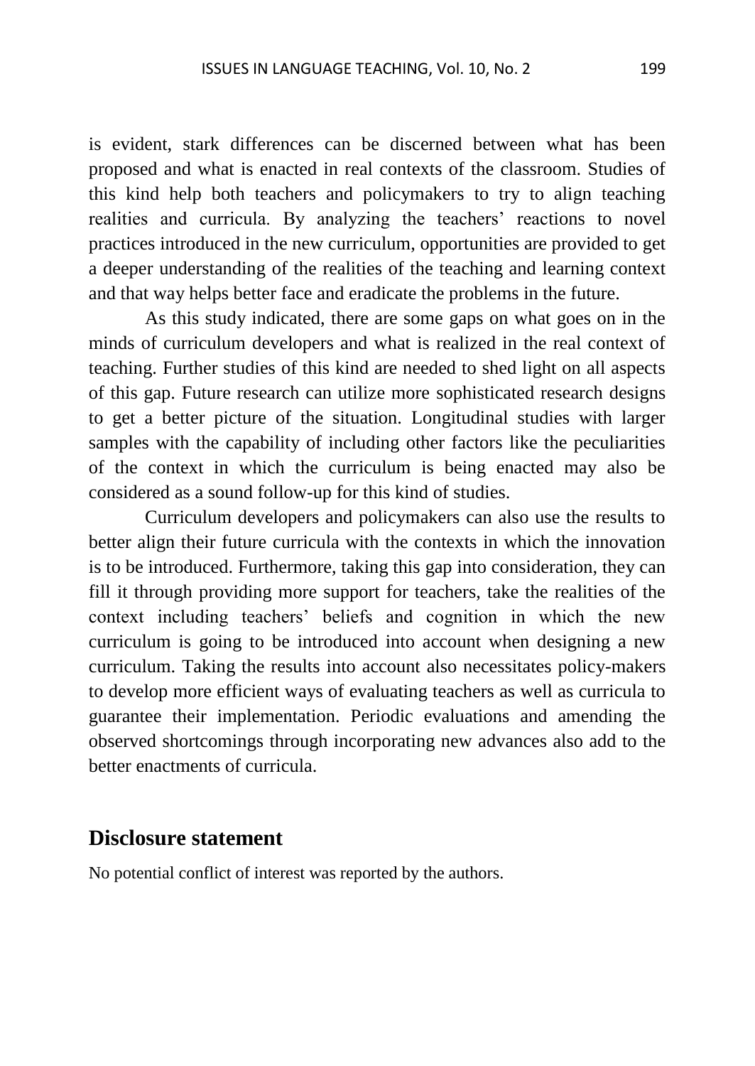is evident, stark differences can be discerned between what has been proposed and what is enacted in real contexts of the classroom. Studies of this kind help both teachers and policymakers to try to align teaching realities and curricula. By analyzing the teachers' reactions to novel practices introduced in the new curriculum, opportunities are provided to get a deeper understanding of the realities of the teaching and learning context and that way helps better face and eradicate the problems in the future.

As this study indicated, there are some gaps on what goes on in the minds of curriculum developers and what is realized in the real context of teaching. Further studies of this kind are needed to shed light on all aspects of this gap. Future research can utilize more sophisticated research designs to get a better picture of the situation. Longitudinal studies with larger samples with the capability of including other factors like the peculiarities of the context in which the curriculum is being enacted may also be considered as a sound follow-up for this kind of studies.

Curriculum developers and policymakers can also use the results to better align their future curricula with the contexts in which the innovation is to be introduced. Furthermore, taking this gap into consideration, they can fill it through providing more support for teachers, take the realities of the context including teachers' beliefs and cognition in which the new curriculum is going to be introduced into account when designing a new curriculum. Taking the results into account also necessitates policy-makers to develop more efficient ways of evaluating teachers as well as curricula to guarantee their implementation. Periodic evaluations and amending the observed shortcomings through incorporating new advances also add to the better enactments of curricula.

## Disclosure statement

No potential conflict of interest was reported by the authors.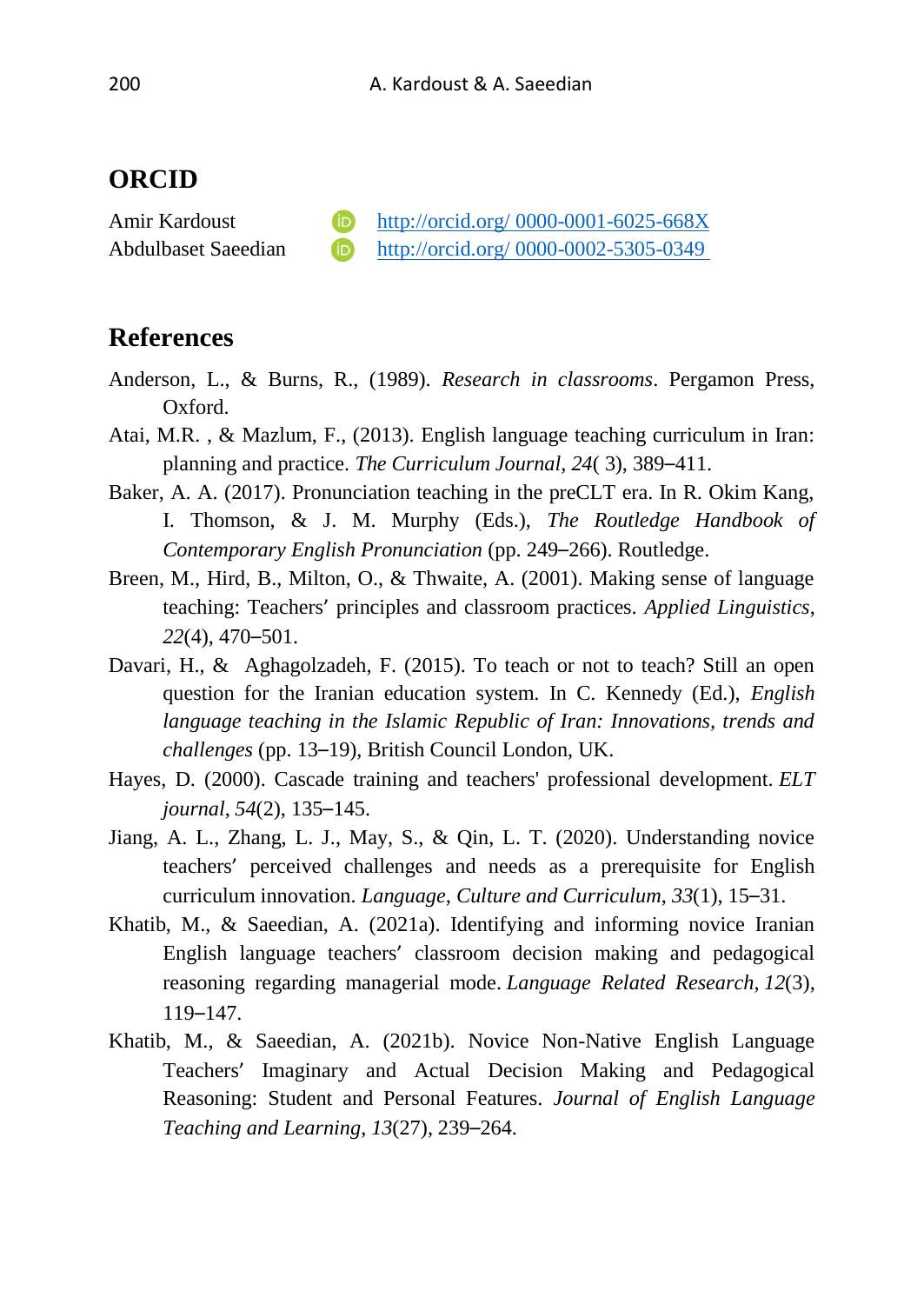## ORCID

Amir Kardoust http://orcid.org/ 0000-0001-6025-668X
Abdulbaset Saeedian http://orcid.org/ 0000-0002-5305-0349

## References

Anderson, L., & Burns, R., (1989). *Research in classrooms*. Pergamon Press, Oxford.

Atai, M.R. , & Mazlum, F., (2013). English language teaching curriculum in Iran: planning and practice. *The Curriculum Journal*, *24*( 3), 389–411.

Baker, A. A. (2017). Pronunciation teaching in the preCLT era. In R. Okim Kang, I. Thomson, & J. M. Murphy (Eds.), *The Routledge Handbook of Contemporary English Pronunciation* (pp. 249–266). Routledge.

Breen, M., Hird, B., Milton, O., & Thwaite, A. (2001). Making sense of language teaching: Teachers' principles and classroom practices. *Applied Linguistics*, *22*(4), 470–501.

Davari, H., & Aghagolzadeh, F. (2015). To teach or not to teach? Still an open question for the Iranian education system. In C. Kennedy (Ed.), *English language teaching in the Islamic Republic of Iran: Innovations, trends and challenges* (pp. 13–19), British Council London, UK.

Hayes, D. (2000). Cascade training and teachers' professional development. *ELT journal*, *54*(2), 135–145.

Jiang, A. L., Zhang, L. J., May, S., & Qin, L. T. (2020). Understanding novice teachers' perceived challenges and needs as a prerequisite for English curriculum innovation. *Language, Culture and Curriculum*, *33*(1), 15–31.

Khatib, M., & Saeedian, A. (2021a). Identifying and informing novice Iranian English language teachers' classroom decision making and pedagogical reasoning regarding managerial mode. *Language Related Research*, *12*(3), 119–147.

Khatib, M., & Saeedian, A. (2021b). Novice Non-Native English Language Teachers' Imaginary and Actual Decision Making and Pedagogical Reasoning: Student and Personal Features. *Journal of English Language Teaching and Learning*, *13*(27), 239–264.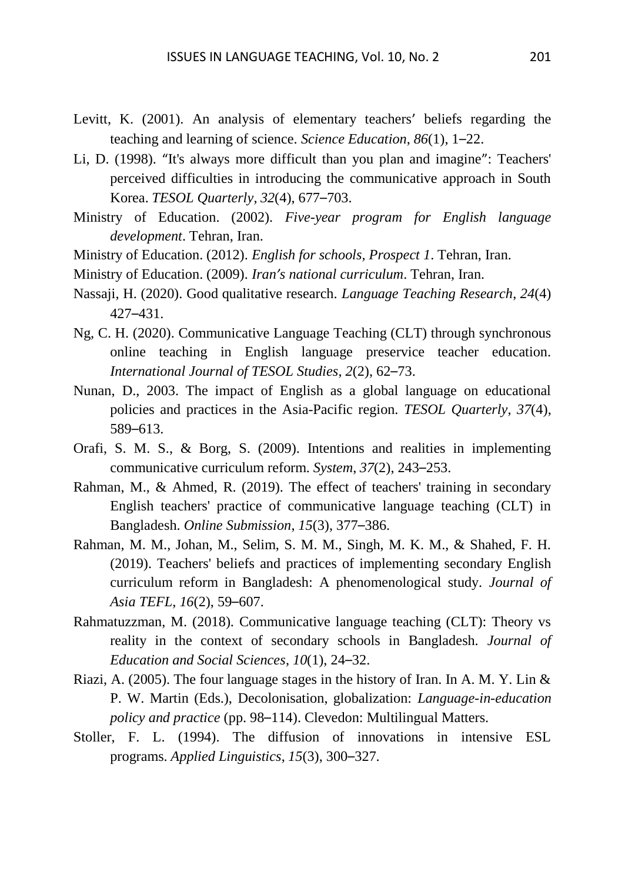Levitt, K. (2001). An analysis of elementary teachers' beliefs regarding the teaching and learning of science. *Science Education*, *86*(1), 1–22.

Li, D. (1998). "It's always more difficult than you plan and imagine": Teachers' perceived difficulties in introducing the communicative approach in South Korea. *TESOL Quarterly*, *32*(4), 677–703.

Ministry of Education. (2002). *Five-year program for English language development*. Tehran, Iran.

Ministry of Education. (2012). *English for schools, Prospect 1*. Tehran, Iran.

Ministry of Education. (2009). *Iran's national curriculum*. Tehran, Iran.

Nassaji, H. (2020). Good qualitative research. *Language Teaching Research*, *24*(4) 427–431.

Ng, C. H. (2020). Communicative Language Teaching (CLT) through synchronous online teaching in English language preservice teacher education. *International Journal of TESOL Studies*, *2*(2), 62–73.

Nunan, D., 2003. The impact of English as a global language on educational policies and practices in the Asia-Pacific region. *TESOL Quarterly*, *37*(4), 589–613.

Orafi, S. M. S., & Borg, S. (2009). Intentions and realities in implementing communicative curriculum reform. *System*, *37*(2), 243–253.

Rahman, M., & Ahmed, R. (2019). The effect of teachers' training in secondary English teachers' practice of communicative language teaching (CLT) in Bangladesh. *Online Submission*, *15*(3), 377–386.

Rahman, M. M., Johan, M., Selim, S. M. M., Singh, M. K. M., & Shahed, F. H. (2019). Teachers' beliefs and practices of implementing secondary English curriculum reform in Bangladesh: A phenomenological study. *Journal of Asia TEFL*, *16*(2), 59–607.

Rahmatuzzman, M. (2018). Communicative language teaching (CLT): Theory vs reality in the context of secondary schools in Bangladesh. *Journal of Education and Social Sciences*, *10*(1), 24–32.

Riazi, A. (2005). The four language stages in the history of Iran. In A. M. Y. Lin & P. W. Martin (Eds.), Decolonisation, globalization: *Language-in-education policy and practice* (pp. 98–114). Clevedon: Multilingual Matters.

Stoller, F. L. (1994). The diffusion of innovations in intensive ESL programs. *Applied Linguistics*, *15*(3), 300–327.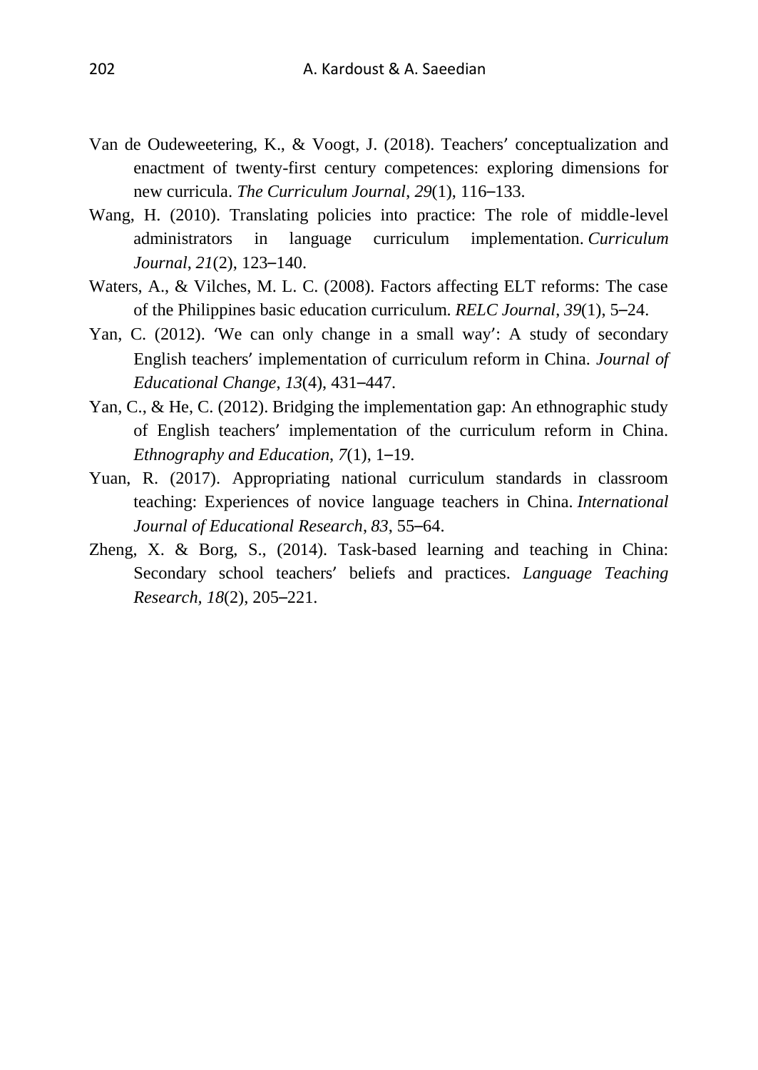Van de Oudeweetering, K., & Voogt, J. (2018). Teachers' conceptualization and enactment of twenty-first century competences: exploring dimensions for new curricula. *The Curriculum Journal*, *29*(1), 116–133.

Wang, H. (2010). Translating policies into practice: The role of middle-level administrators in language curriculum implementation. *Curriculum Journal*, *21*(2), 123–140.

Waters, A., & Vilches, M. L. C. (2008). Factors affecting ELT reforms: The case of the Philippines basic education curriculum. *RELC Journal*, *39*(1), 5–24.

Yan, C. (2012). 'We can only change in a small way': A study of secondary English teachers' implementation of curriculum reform in China. *Journal of Educational Change*, *13*(4), 431–447.

Yan, C., & He, C. (2012). Bridging the implementation gap: An ethnographic study of English teachers' implementation of the curriculum reform in China. *Ethnography and Education*, *7*(1), 1–19.

Yuan, R. (2017). Appropriating national curriculum standards in classroom teaching: Experiences of novice language teachers in China. *International Journal of Educational Research*, *83*, 55–64.

Zheng, X. & Borg, S., (2014). Task-based learning and teaching in China: Secondary school teachers' beliefs and practices. *Language Teaching Research, 18*(2), 205–221.